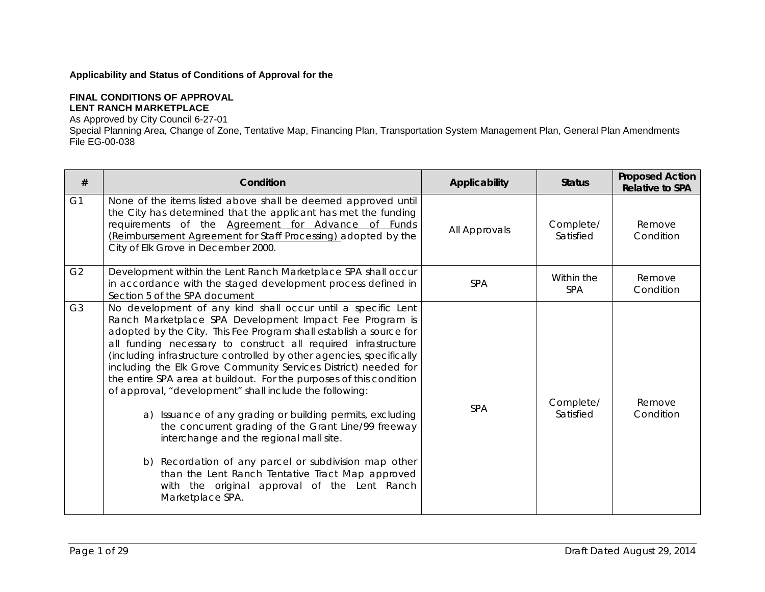**Applicability and Status of Conditions of Approval for the**

**FINAL CONDITIONS OF APPROVAL**
**LENT RANCH MARKETPLACE**
As Approved by City Council 6-27-01
Special Planning Area, Change of Zone, Tentative Map, Financing Plan, Transportation System Management Plan, General Plan Amendments
File EG-00-038

| # | Condition | Applicability | Status | Proposed Action Relative to SPA |
|---|---|---|---|---|
| G1 | None of the items listed above shall be deemed approved until the City has determined that the applicant has met the funding requirements of the Agreement for Advance of Funds (Reimbursement Agreement for Staff Processing) adopted by the City of Elk Grove in December 2000. | All Approvals | Complete/ Satisfied | Remove Condition |
| G2 | Development within the Lent Ranch Marketplace SPA shall occur in accordance with the staged development process defined in Section 5 of the SPA document | SPA | Within the SPA | Remove Condition |
| G3 | No development of any kind shall occur until a specific Lent Ranch Marketplace SPA Development Impact Fee Program is adopted by the City. This Fee Program shall establish a source for all funding necessary to construct all required infrastructure (including infrastructure controlled by other agencies, specifically including the Elk Grove Community Services District) needed for the entire SPA area at buildout. For the purposes of this condition of approval, "development" shall include the following:<br><br>a) Issuance of any grading or building permits, excluding the concurrent grading of the Grant Line/99 freeway interchange and the regional mall site.<br><br>b) Recordation of any parcel or subdivision map other than the Lent Ranch Tentative Tract Map approved with the original approval of the Lent Ranch Marketplace SPA. | SPA | Complete/ Satisfied | Remove Condition |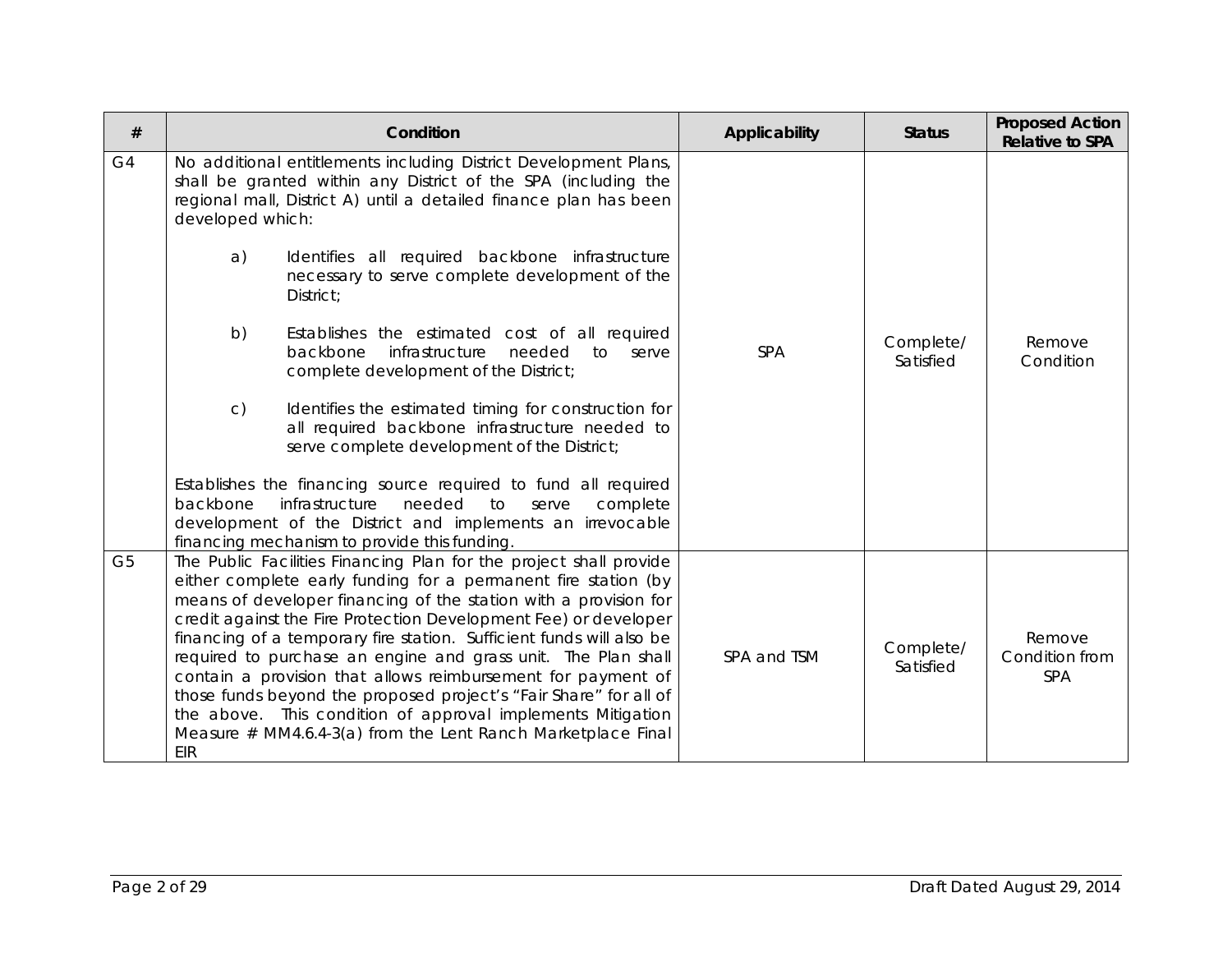| # | Condition | Applicability | Status | Proposed Action Relative to SPA |
|---|---|---|---|---|
| G4 | No additional entitlements including District Development Plans, shall be granted within any District of the SPA (including the regional mall, District A) until a detailed finance plan has been developed which:<br><br>a) Identifies all required backbone infrastructure necessary to serve complete development of the District;<br><br>b) Establishes the estimated cost of all required backbone infrastructure needed to serve complete development of the District;<br><br>c) Identifies the estimated timing for construction for all required backbone infrastructure needed to serve complete development of the District;<br><br>Establishes the financing source required to fund all required backbone infrastructure needed to serve complete development of the District and implements an irrevocable financing mechanism to provide this funding. | SPA | Complete/ Satisfied | Remove Condition |
| G5 | The Public Facilities Financing Plan for the project shall provide either complete early funding for a permanent fire station (by means of developer financing of the station with a provision for credit against the Fire Protection Development Fee) or developer financing of a temporary fire station. Sufficient funds will also be required to purchase an engine and grass unit. The Plan shall contain a provision that allows reimbursement for payment of those funds beyond the proposed project's "Fair Share" for all of the above. This condition of approval implements Mitigation Measure # MM4.6.4-3(a) from the Lent Ranch Marketplace Final EIR | SPA and TSM | Complete/ Satisfied | Remove Condition from SPA |

Draft Dated August 29, 2014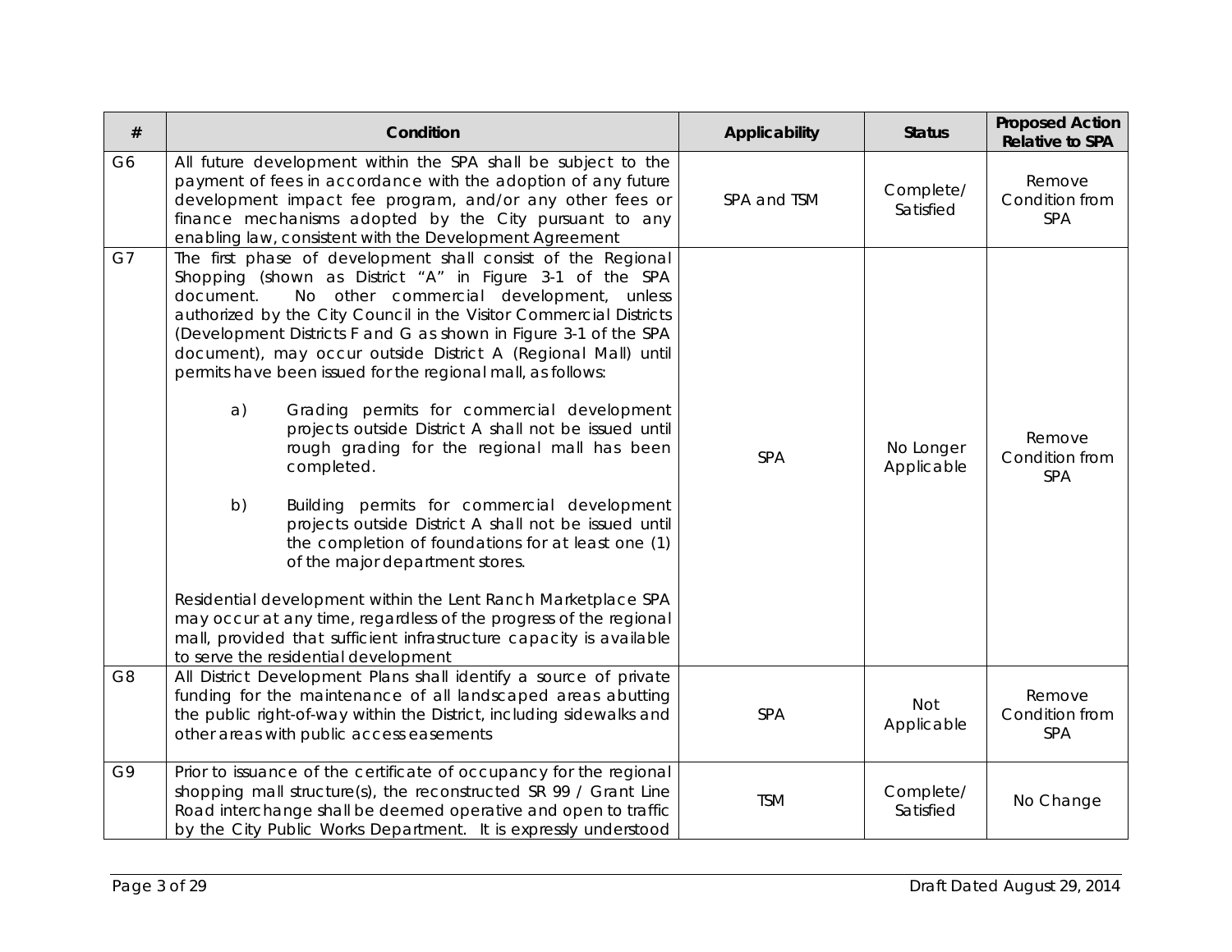| # | Condition | Applicability | Status | Proposed Action Relative to SPA |
|---|---|---|---|---|
| G6 | All future development within the SPA shall be subject to the payment of fees in accordance with the adoption of any future development impact fee program, and/or any other fees or finance mechanisms adopted by the City pursuant to any enabling law, consistent with the Development Agreement | SPA and TSM | Complete/ Satisfied | Remove Condition from SPA |
| G7 | The first phase of development shall consist of the Regional Shopping (shown as District "A" in Figure 3-1 of the SPA document. No other commercial development, unless authorized by the City Council in the Visitor Commercial Districts (Development Districts F and G as shown in Figure 3-1 of the SPA document), may occur outside District A (Regional Mall) until permits have been issued for the regional mall, as follows:<br><br>a) Grading permits for commercial development projects outside District A shall not be issued until rough grading for the regional mall has been completed.<br><br>b) Building permits for commercial development projects outside District A shall not be issued until the completion of foundations for at least one (1) of the major department stores.<br><br>Residential development within the Lent Ranch Marketplace SPA may occur at any time, regardless of the progress of the regional mall, provided that sufficient infrastructure capacity is available to serve the residential development | SPA | No Longer Applicable | Remove Condition from SPA |
| G8 | All District Development Plans shall identify a source of private funding for the maintenance of all landscaped areas abutting the public right-of-way within the District, including sidewalks and other areas with public access easements | SPA | Not Applicable | Remove Condition from SPA |
| G9 | Prior to issuance of the certificate of occupancy for the regional shopping mall structure(s), the reconstructed SR 99 / Grant Line Road interchange shall be deemed operative and open to traffic by the City Public Works Department. It is expressly understood | TSM | Complete/ Satisfied | No Change |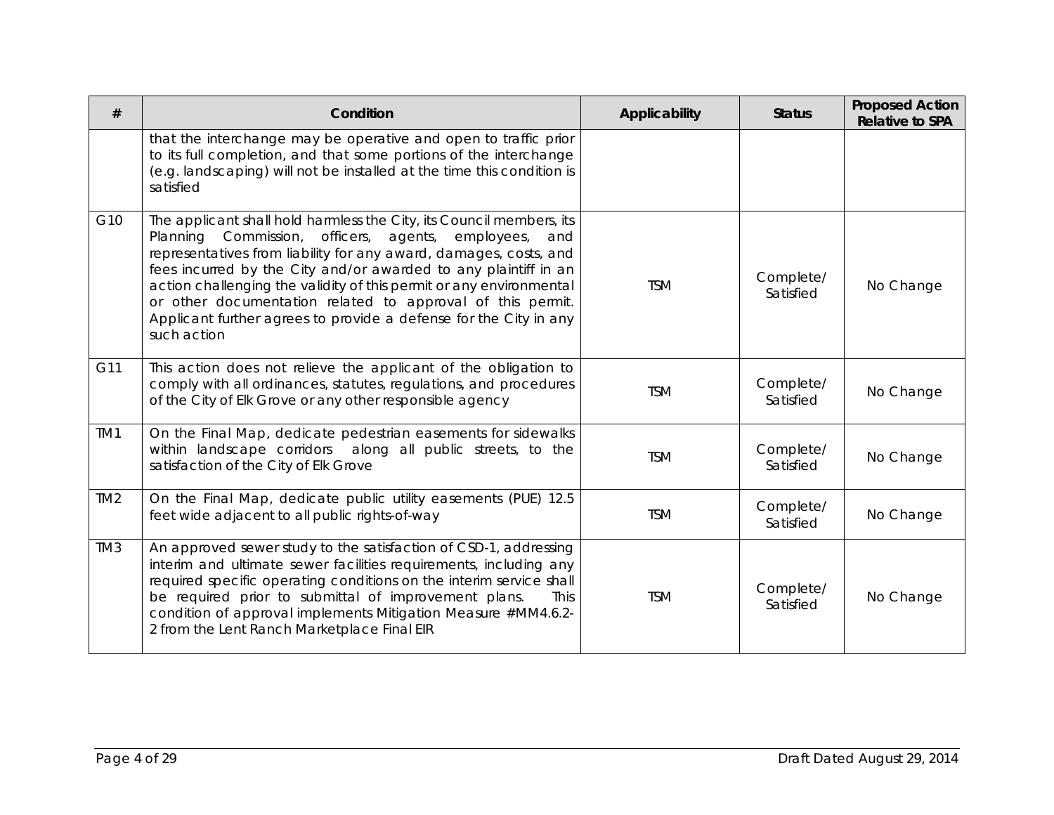| # | Condition | Applicability | Status | Proposed Action Relative to SPA |
|---|---|---|---|---|
| | that the interchange may be operative and open to traffic prior to its full completion, and that some portions of the interchange (e.g. landscaping) will not be installed at the time this condition is satisfied | | | |
| G10 | The applicant shall hold harmless the City, its Council members, its Planning Commission, officers, agents, employees, and representatives from liability for any award, damages, costs, and fees incurred by the City and/or awarded to any plaintiff in an action challenging the validity of this permit or any environmental or other documentation related to approval of this permit. Applicant further agrees to provide a defense for the City in any such action | TSM | Complete/ Satisfied | No Change |
| G11 | This action does not relieve the applicant of the obligation to comply with all ordinances, statutes, regulations, and procedures of the City of Elk Grove or any other responsible agency | TSM | Complete/ Satisfied | No Change |
| TM1 | On the Final Map, dedicate pedestrian easements for sidewalks within landscape corridors along all public streets, to the satisfaction of the City of Elk Grove | TSM | Complete/ Satisfied | No Change |
| TM2 | On the Final Map, dedicate public utility easements (PUE) 12.5 feet wide adjacent to all public rights-of-way | TSM | Complete/ Satisfied | No Change |
| TM3 | An approved sewer study to the satisfaction of CSD-1, addressing interim and ultimate sewer facilities requirements, including any required specific operating conditions on the interim service shall be required prior to submittal of improvement plans. This condition of approval implements Mitigation Measure #MM4.6.2-2 from the Lent Ranch Marketplace Final EIR | TSM | Complete/ Satisfied | No Change |

Draft Dated August 29, 2014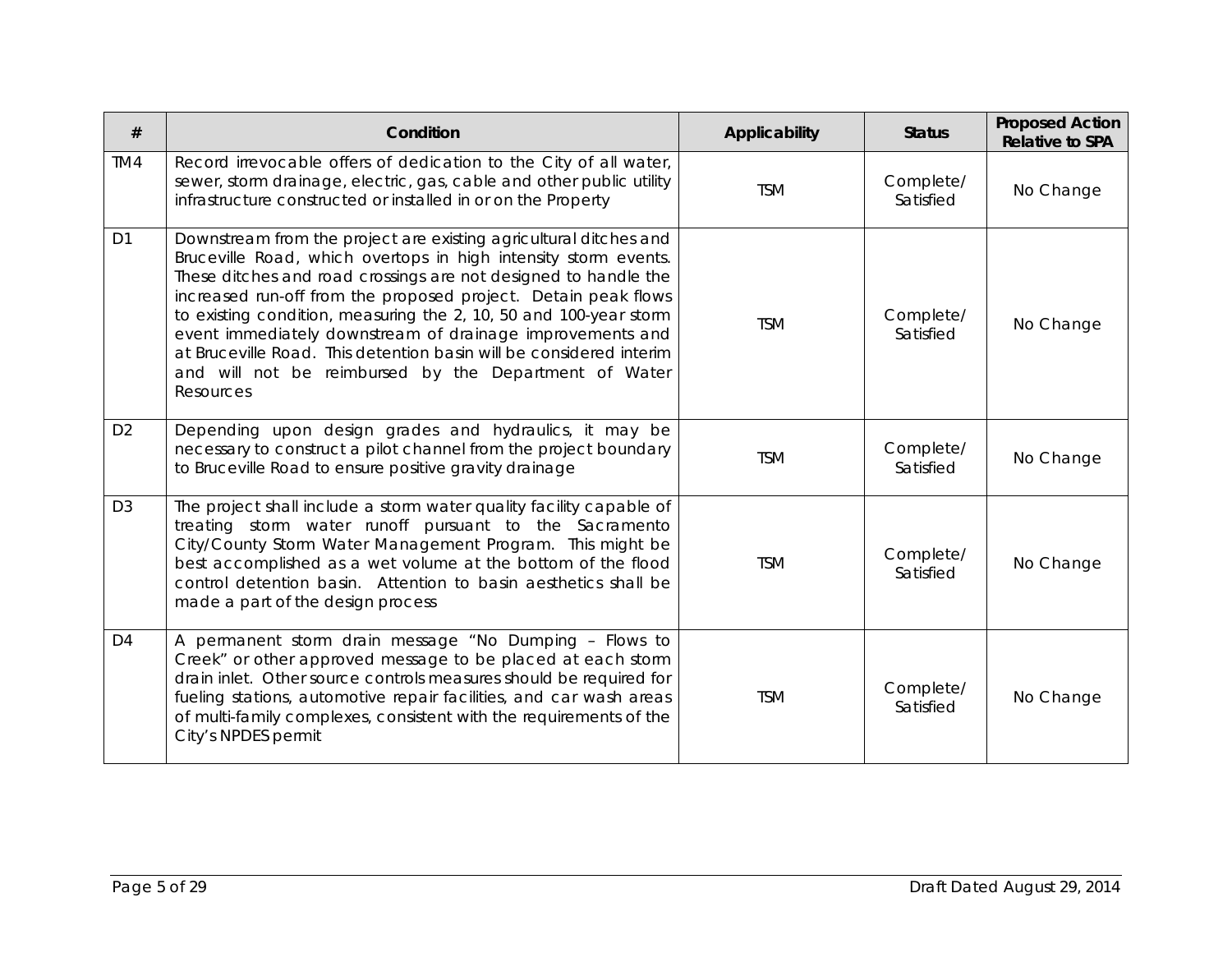| # | Condition | Applicability | Status | Proposed Action Relative to SPA |
|---|---|---|---|---|
| TM4 | Record irrevocable offers of dedication to the City of all water, sewer, storm drainage, electric, gas, cable and other public utility infrastructure constructed or installed in or on the Property | TSM | Complete/ Satisfied | No Change |
| D1 | Downstream from the project are existing agricultural ditches and Bruceville Road, which overtops in high intensity storm events. These ditches and road crossings are not designed to handle the increased run-off from the proposed project. Detain peak flows to existing condition, measuring the 2, 10, 50 and 100-year storm event immediately downstream of drainage improvements and at Bruceville Road. This detention basin will be considered interim and will not be reimbursed by the Department of Water Resources | TSM | Complete/ Satisfied | No Change |
| D2 | Depending upon design grades and hydraulics, it may be necessary to construct a pilot channel from the project boundary to Bruceville Road to ensure positive gravity drainage | TSM | Complete/ Satisfied | No Change |
| D3 | The project shall include a storm water quality facility capable of treating storm water runoff pursuant to the Sacramento City/County Storm Water Management Program. This might be best accomplished as a wet volume at the bottom of the flood control detention basin. Attention to basin aesthetics shall be made a part of the design process | TSM | Complete/ Satisfied | No Change |
| D4 | A permanent storm drain message "No Dumping – Flows to Creek" or other approved message to be placed at each storm drain inlet. Other source controls measures should be required for fueling stations, automotive repair facilities, and car wash areas of multi-family complexes, consistent with the requirements of the City's NPDES permit | TSM | Complete/ Satisfied | No Change |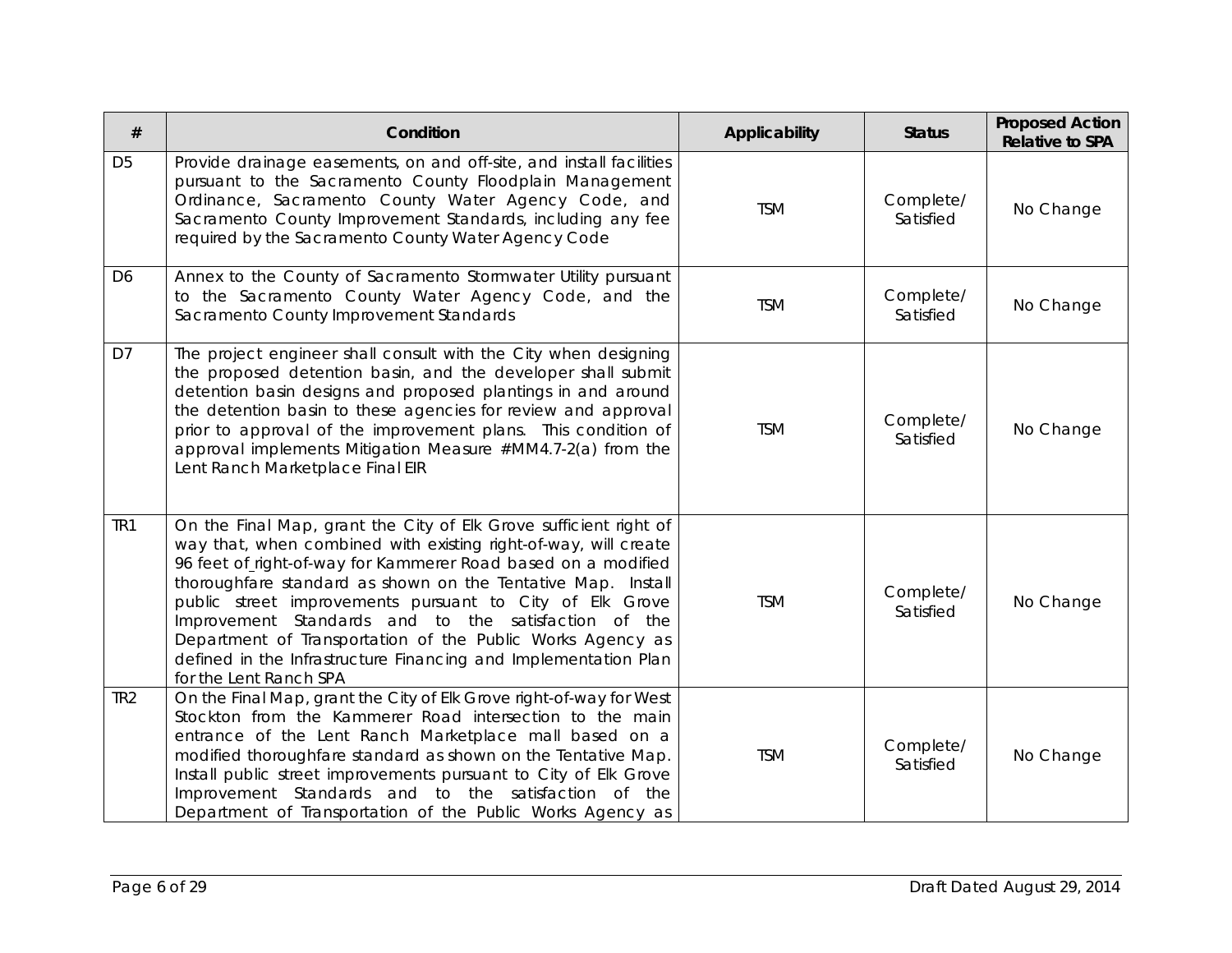| # | Condition | Applicability | Status | Proposed Action Relative to SPA |
|---|---|---|---|---|
| D5 | Provide drainage easements, on and off-site, and install facilities pursuant to the Sacramento County Floodplain Management Ordinance, Sacramento County Water Agency Code, and Sacramento County Improvement Standards, including any fee required by the Sacramento County Water Agency Code | TSM | Complete/ Satisfied | No Change |
| D6 | Annex to the County of Sacramento Stormwater Utility pursuant to the Sacramento County Water Agency Code, and the Sacramento County Improvement Standards | TSM | Complete/ Satisfied | No Change |
| D7 | The project engineer shall consult with the City when designing the proposed detention basin, and the developer shall submit detention basin designs and proposed plantings in and around the detention basin to these agencies for review and approval prior to approval of the improvement plans. This condition of approval implements Mitigation Measure #MM4.7-2(a) from the Lent Ranch Marketplace Final EIR | TSM | Complete/ Satisfied | No Change |
| TR1 | On the Final Map, grant the City of Elk Grove sufficient right of way that, when combined with existing right-of-way, will create 96 feet of right-of-way for Kammerer Road based on a modified thoroughfare standard as shown on the Tentative Map. Install public street improvements pursuant to City of Elk Grove Improvement Standards and to the satisfaction of the Department of Transportation of the Public Works Agency as defined in the Infrastructure Financing and Implementation Plan for the Lent Ranch SPA | TSM | Complete/ Satisfied | No Change |
| TR2 | On the Final Map, grant the City of Elk Grove right-of-way for West Stockton from the Kammerer Road intersection to the main entrance of the Lent Ranch Marketplace mall based on a modified thoroughfare standard as shown on the Tentative Map. Install public street improvements pursuant to City of Elk Grove Improvement Standards and to the satisfaction of the Department of Transportation of the Public Works Agency as | TSM | Complete/ Satisfied | No Change |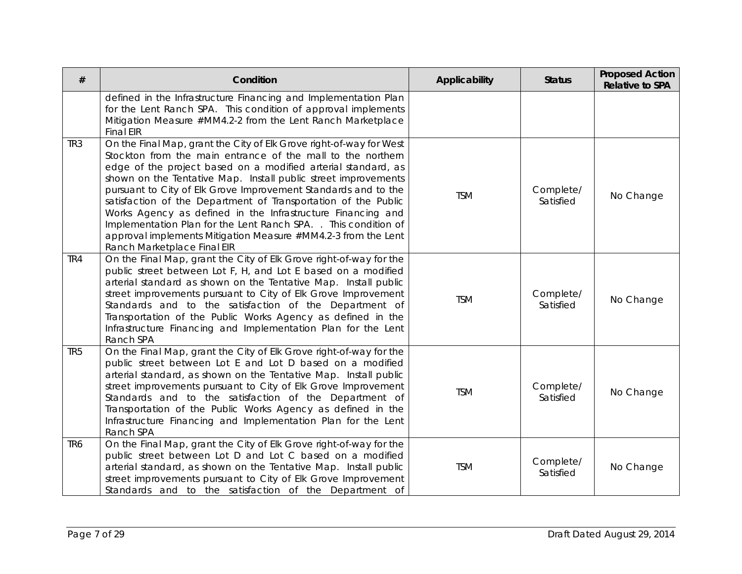| # | Condition | Applicability | Status | Proposed Action Relative to SPA |
|---|---|---|---|---|
| | defined in the Infrastructure Financing and Implementation Plan for the Lent Ranch SPA. This condition of approval implements Mitigation Measure #MM4.2-2 from the Lent Ranch Marketplace Final EIR | | | |
| TR3 | On the Final Map, grant the City of Elk Grove right-of-way for West Stockton from the main entrance of the mall to the northern edge of the project based on a modified arterial standard, as shown on the Tentative Map. Install public street improvements pursuant to City of Elk Grove Improvement Standards and to the satisfaction of the Department of Transportation of the Public Works Agency as defined in the Infrastructure Financing and Implementation Plan for the Lent Ranch SPA. . This condition of approval implements Mitigation Measure #MM4.2-3 from the Lent Ranch Marketplace Final EIR | TSM | Complete/ Satisfied | No Change |
| TR4 | On the Final Map, grant the City of Elk Grove right-of-way for the public street between Lot F, H, and Lot E based on a modified arterial standard as shown on the Tentative Map. Install public street improvements pursuant to City of Elk Grove Improvement Standards and to the satisfaction of the Department of Transportation of the Public Works Agency as defined in the Infrastructure Financing and Implementation Plan for the Lent Ranch SPA | TSM | Complete/ Satisfied | No Change |
| TR5 | On the Final Map, grant the City of Elk Grove right-of-way for the public street between Lot E and Lot D based on a modified arterial standard, as shown on the Tentative Map. Install public street improvements pursuant to City of Elk Grove Improvement Standards and to the satisfaction of the Department of Transportation of the Public Works Agency as defined in the Infrastructure Financing and Implementation Plan for the Lent Ranch SPA | TSM | Complete/ Satisfied | No Change |
| TR6 | On the Final Map, grant the City of Elk Grove right-of-way for the public street between Lot D and Lot C based on a modified arterial standard, as shown on the Tentative Map. Install public street improvements pursuant to City of Elk Grove Improvement Standards and to the satisfaction of the Department of | TSM | Complete/ Satisfied | No Change |

Draft Dated August 29, 2014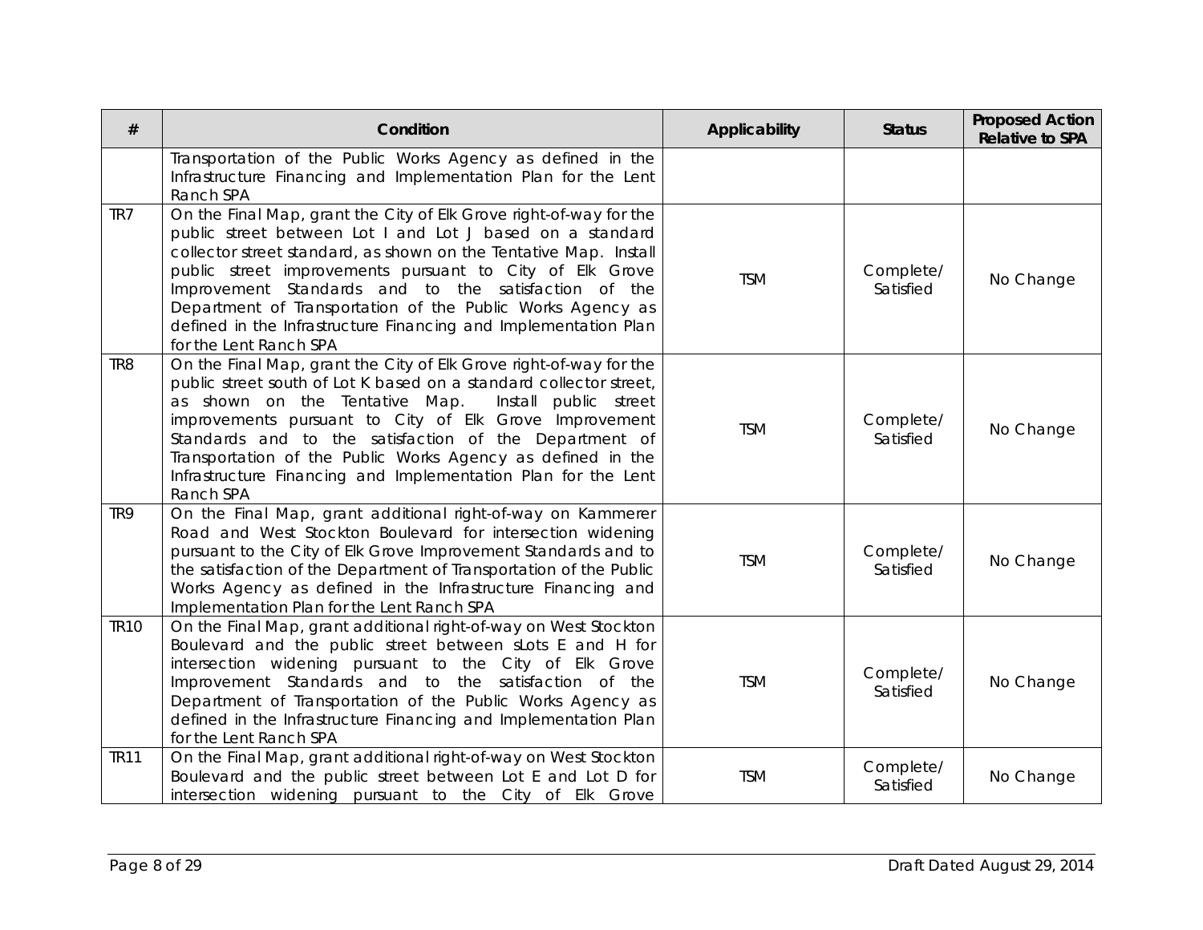| # | Condition | Applicability | Status | Proposed Action Relative to SPA |
|---|---|---|---|---|
| | Transportation of the Public Works Agency as defined in the Infrastructure Financing and Implementation Plan for the Lent Ranch SPA | | | |
| TR7 | On the Final Map, grant the City of Elk Grove right-of-way for the public street between Lot I and Lot J based on a standard collector street standard, as shown on the Tentative Map. Install public street improvements pursuant to City of Elk Grove Improvement Standards and to the satisfaction of the Department of Transportation of the Public Works Agency as defined in the Infrastructure Financing and Implementation Plan for the Lent Ranch SPA | TSM | Complete/ Satisfied | No Change |
| TR8 | On the Final Map, grant the City of Elk Grove right-of-way for the public street south of Lot K based on a standard collector street, as shown on the Tentative Map. Install public street improvements pursuant to City of Elk Grove Improvement Standards and to the satisfaction of the Department of Transportation of the Public Works Agency as defined in the Infrastructure Financing and Implementation Plan for the Lent Ranch SPA | TSM | Complete/ Satisfied | No Change |
| TR9 | On the Final Map, grant additional right-of-way on Kammerer Road and West Stockton Boulevard for intersection widening pursuant to the City of Elk Grove Improvement Standards and to the satisfaction of the Department of Transportation of the Public Works Agency as defined in the Infrastructure Financing and Implementation Plan for the Lent Ranch SPA | TSM | Complete/ Satisfied | No Change |
| TR10 | On the Final Map, grant additional right-of-way on West Stockton Boulevard and the public street between sLots E and H for intersection widening pursuant to the City of Elk Grove Improvement Standards and to the satisfaction of the Department of Transportation of the Public Works Agency as defined in the Infrastructure Financing and Implementation Plan for the Lent Ranch SPA | TSM | Complete/ Satisfied | No Change |
| TR11 | On the Final Map, grant additional right-of-way on West Stockton Boulevard and the public street between Lot E and Lot D for intersection widening pursuant to the City of Elk Grove | TSM | Complete/ Satisfied | No Change |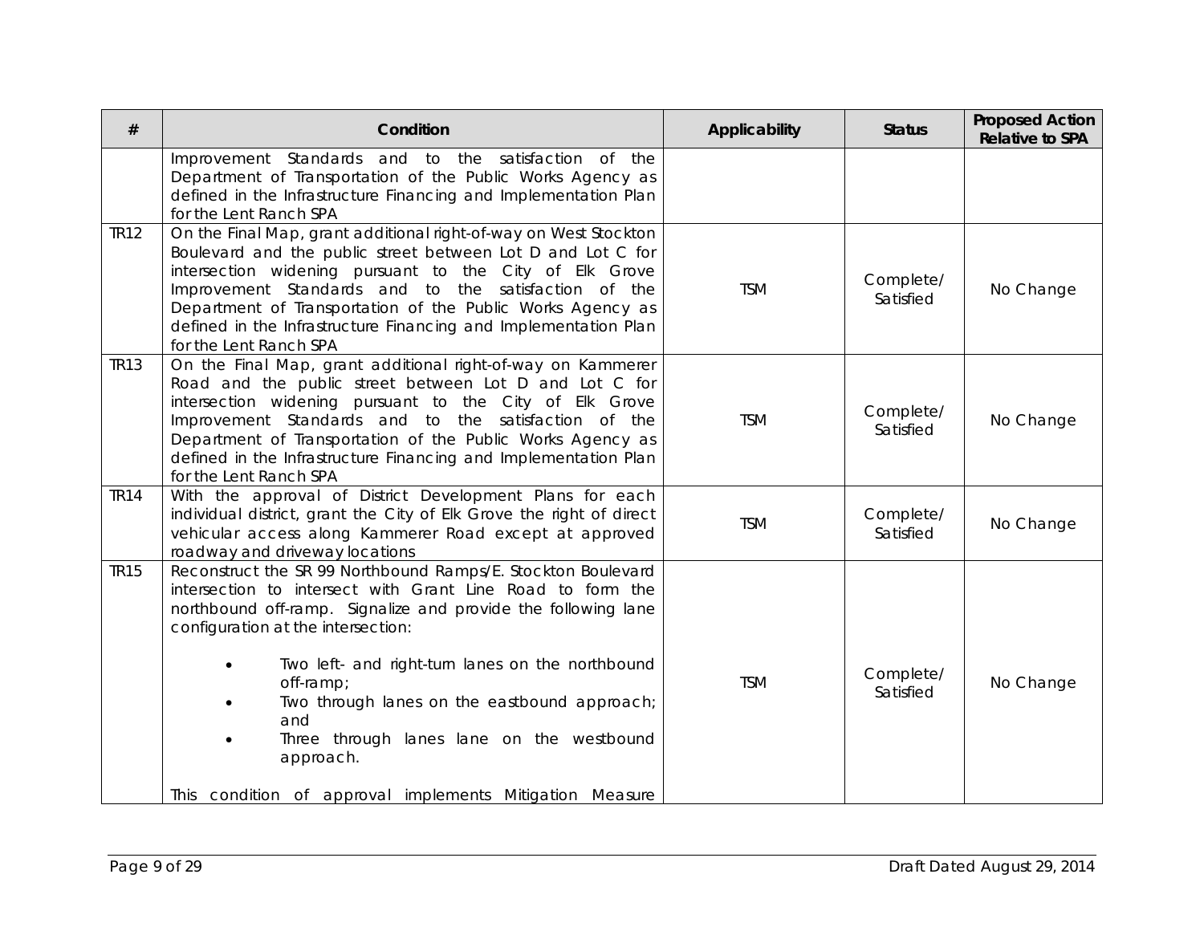| # | Condition | Applicability | Status | Proposed Action Relative to SPA |
|---|---|---|---|---|
| | Improvement Standards and to the satisfaction of the Department of Transportation of the Public Works Agency as defined in the Infrastructure Financing and Implementation Plan for the Lent Ranch SPA | | | |
| TR12 | On the Final Map, grant additional right-of-way on West Stockton Boulevard and the public street between Lot D and Lot C for intersection widening pursuant to the City of Elk Grove Improvement Standards and to the satisfaction of the Department of Transportation of the Public Works Agency as defined in the Infrastructure Financing and Implementation Plan for the Lent Ranch SPA | TSM | Complete/ Satisfied | No Change |
| TR13 | On the Final Map, grant additional right-of-way on Kammerer Road and the public street between Lot D and Lot C for intersection widening pursuant to the City of Elk Grove Improvement Standards and to the satisfaction of the Department of Transportation of the Public Works Agency as defined in the Infrastructure Financing and Implementation Plan for the Lent Ranch SPA | TSM | Complete/ Satisfied | No Change |
| TR14 | With the approval of District Development Plans for each individual district, grant the City of Elk Grove the right of direct vehicular access along Kammerer Road except at approved roadway and driveway locations | TSM | Complete/ Satisfied | No Change |
| TR15 | Reconstruct the SR 99 Northbound Ramps/E. Stockton Boulevard intersection to intersect with Grant Line Road to form the northbound off-ramp. Signalize and provide the following lane configuration at the intersection:<br><br>• Two left- and right-turn lanes on the northbound off-ramp;<br>• Two through lanes on the eastbound approach; and<br>• Three through lanes lane on the westbound approach.<br><br>This condition of approval implements Mitigation Measure | TSM | Complete/ Satisfied | No Change |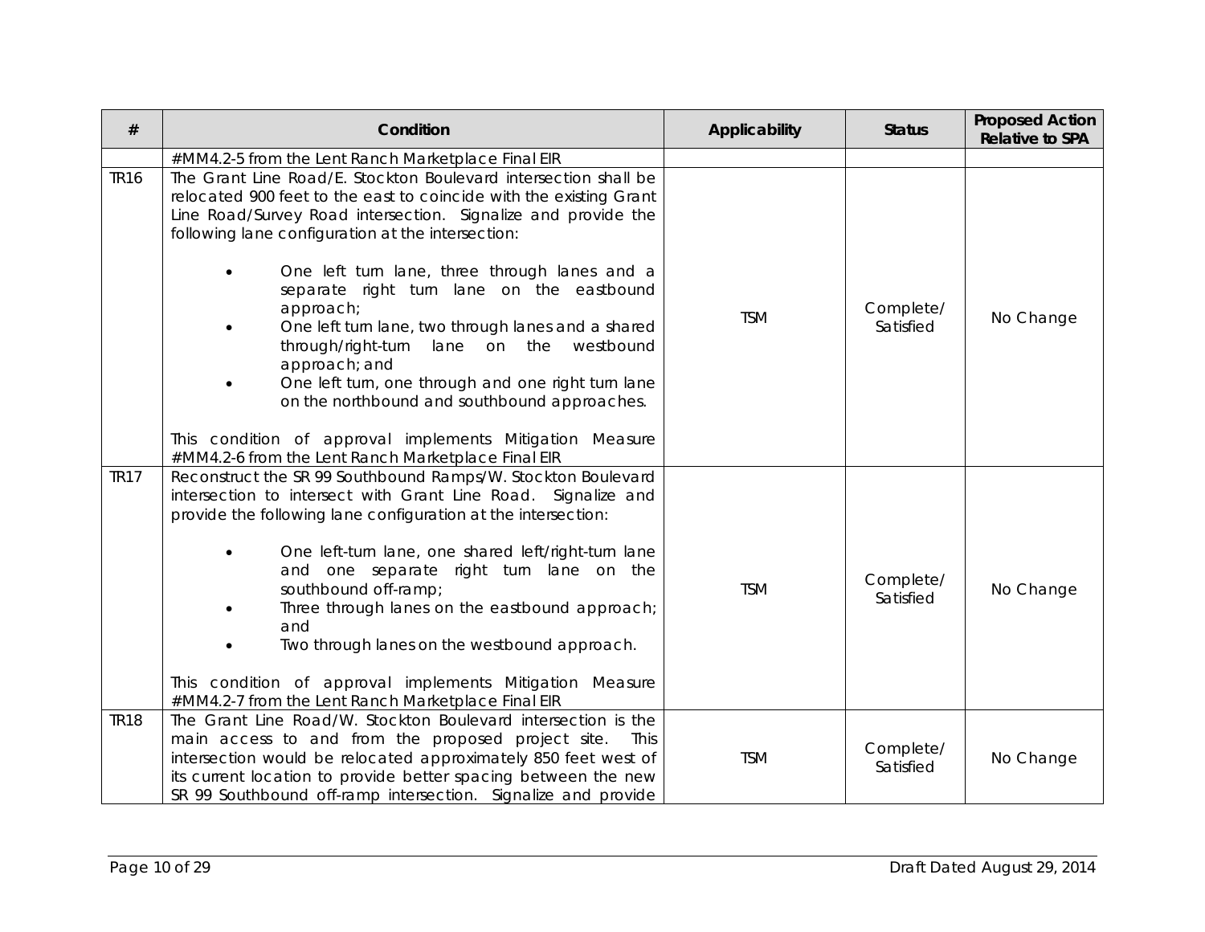| # | Condition | Applicability | Status | Proposed Action Relative to SPA |
|---|---|---|---|---|
| | #MM4.2-5 from the Lent Ranch Marketplace Final EIR | | | |
| TR16 | The Grant Line Road/E. Stockton Boulevard intersection shall be relocated 900 feet to the east to coincide with the existing Grant Line Road/Survey Road intersection. Signalize and provide the following lane configuration at the intersection:<br><br>• One left turn lane, three through lanes and a separate right turn lane on the eastbound approach;<br>• One left turn lane, two through lanes and a shared through/right-turn lane on the westbound approach; and<br>• One left turn, one through and one right turn lane on the northbound and southbound approaches.<br><br>This condition of approval implements Mitigation Measure #MM4.2-6 from the Lent Ranch Marketplace Final EIR | TSM | Complete/ Satisfied | No Change |
| TR17 | Reconstruct the SR 99 Southbound Ramps/W. Stockton Boulevard intersection to intersect with Grant Line Road. Signalize and provide the following lane configuration at the intersection:<br><br>• One left-turn lane, one shared left/right-turn lane and one separate right turn lane on the southbound off-ramp;<br>• Three through lanes on the eastbound approach; and<br>• Two through lanes on the westbound approach.<br><br>This condition of approval implements Mitigation Measure #MM4.2-7 from the Lent Ranch Marketplace Final EIR | TSM | Complete/ Satisfied | No Change |
| TR18 | The Grant Line Road/W. Stockton Boulevard intersection is the main access to and from the proposed project site. This intersection would be relocated approximately 850 feet west of its current location to provide better spacing between the new SR 99 Southbound off-ramp intersection. Signalize and provide | TSM | Complete/ Satisfied | No Change |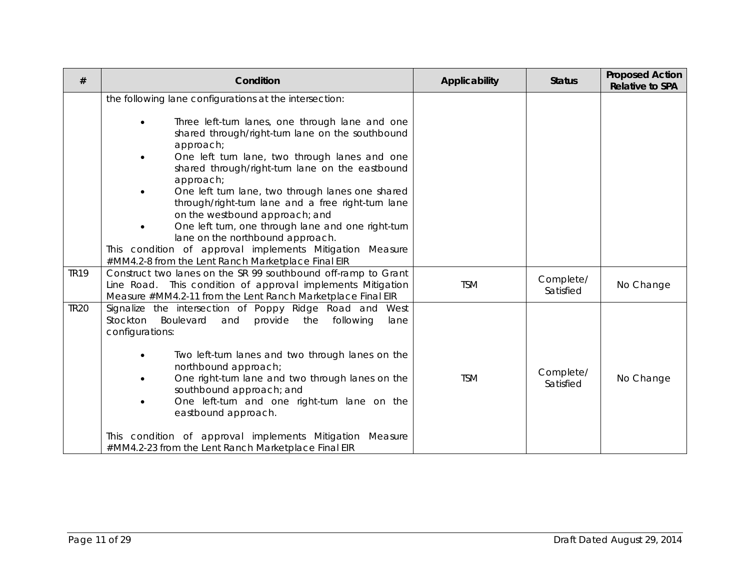| # | Condition | Applicability | Status | Proposed Action Relative to SPA |
|---|---|---|---|---|
| | the following lane configurations at the intersection:<br><br>• Three left-turn lanes, one through lane and one shared through/right-turn lane on the southbound approach;<br>• One left turn lane, two through lanes and one shared through/right-turn lane on the eastbound approach;<br>• One left turn lane, two through lanes one shared through/right-turn lane and a free right-turn lane on the westbound approach; and<br>• One left turn, one through lane and one right-turn lane on the northbound approach.<br>This condition of approval implements Mitigation Measure #MM4.2-8 from the Lent Ranch Marketplace Final EIR | | | |
| TR19 | Construct two lanes on the SR 99 southbound off-ramp to Grant Line Road. This condition of approval implements Mitigation Measure #MM4.2-11 from the Lent Ranch Marketplace Final EIR | TSM | Complete/ Satisfied | No Change |
| TR20 | Signalize the intersection of Poppy Ridge Road and West Stockton Boulevard and provide the following lane configurations:<br><br>• Two left-turn lanes and two through lanes on the northbound approach;<br>• One right-turn lane and two through lanes on the southbound approach; and<br>• One left-turn and one right-turn lane on the eastbound approach.<br><br>This condition of approval implements Mitigation Measure #MM4.2-23 from the Lent Ranch Marketplace Final EIR | TSM | Complete/ Satisfied | No Change |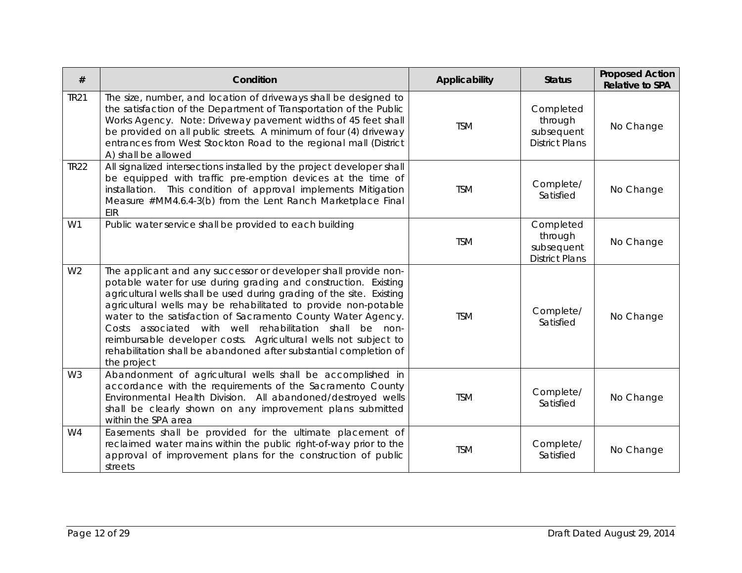| # | Condition | Applicability | Status | Proposed Action Relative to SPA |
|---|---|---|---|---|
| TR21 | The size, number, and location of driveways shall be designed to the satisfaction of the Department of Transportation of the Public Works Agency. Note: Driveway pavement widths of 45 feet shall be provided on all public streets. A minimum of four (4) driveway entrances from West Stockton Road to the regional mall (District A) shall be allowed | TSM | Completed through subsequent District Plans | No Change |
| TR22 | All signalized intersections installed by the project developer shall be equipped with traffic pre-emption devices at the time of installation. This condition of approval implements Mitigation Measure #MM4.6.4-3(b) from the Lent Ranch Marketplace Final EIR | TSM | Complete/ Satisfied | No Change |
| W1 | Public water service shall be provided to each building | TSM | Completed through subsequent District Plans | No Change |
| W2 | The applicant and any successor or developer shall provide non-potable water for use during grading and construction. Existing agricultural wells shall be used during grading of the site. Existing agricultural wells may be rehabilitated to provide non-potable water to the satisfaction of Sacramento County Water Agency. Costs associated with well rehabilitation shall be non-reimbursable developer costs. Agricultural wells not subject to rehabilitation shall be abandoned after substantial completion of the project | TSM | Complete/ Satisfied | No Change |
| W3 | Abandonment of agricultural wells shall be accomplished in accordance with the requirements of the Sacramento County Environmental Health Division. All abandoned/destroyed wells shall be clearly shown on any improvement plans submitted within the SPA area | TSM | Complete/ Satisfied | No Change |
| W4 | Easements shall be provided for the ultimate placement of reclaimed water mains within the public right-of-way prior to the approval of improvement plans for the construction of public streets | TSM | Complete/ Satisfied | No Change |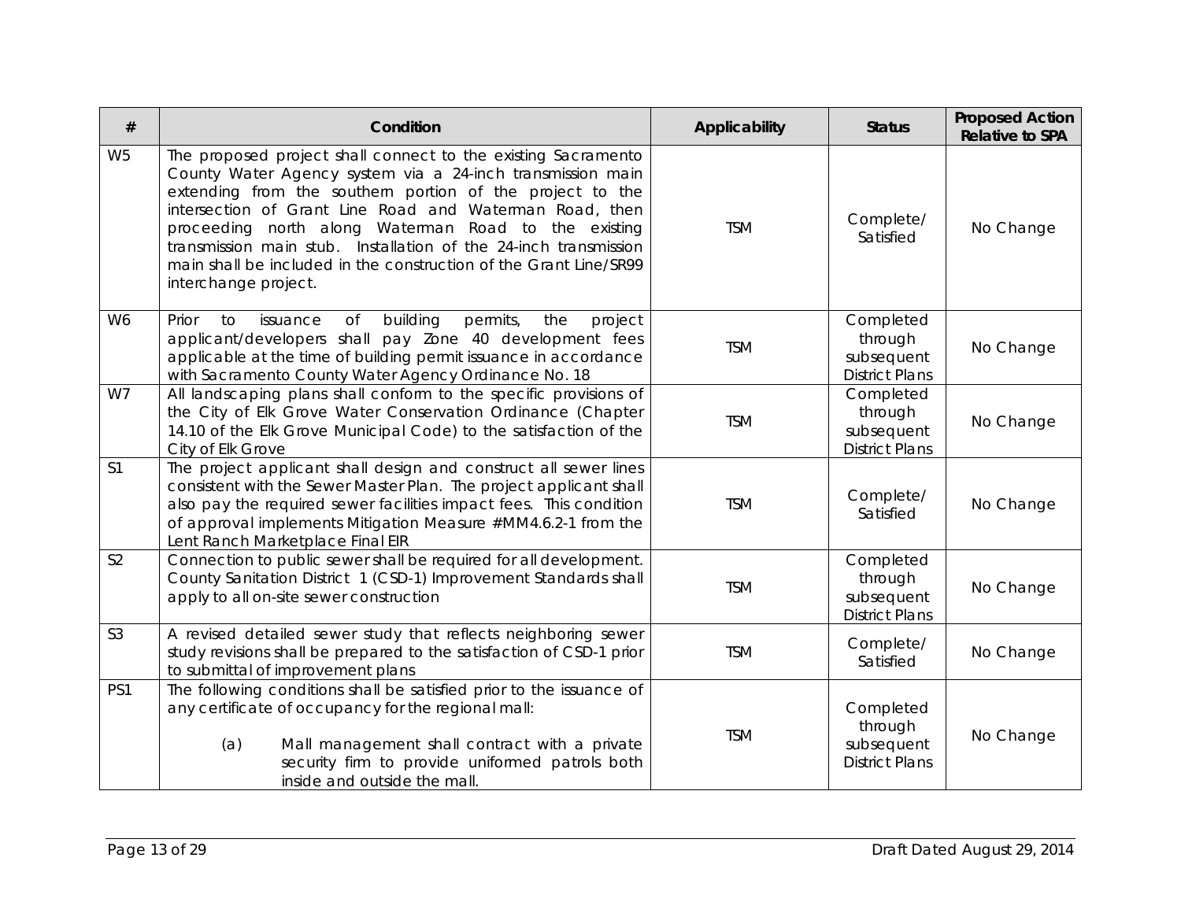| # | Condition | Applicability | Status | Proposed Action Relative to SPA |
|---|---|---|---|---|
| W5 | The proposed project shall connect to the existing Sacramento County Water Agency system via a 24-inch transmission main extending from the southern portion of the project to the intersection of Grant Line Road and Waterman Road, then proceeding north along Waterman Road to the existing transmission main stub. Installation of the 24-inch transmission main shall be included in the construction of the Grant Line/SR99 interchange project. | TSM | Complete/ Satisfied | No Change |
| W6 | Prior to issuance of building permits, the project applicant/developers shall pay Zone 40 development fees applicable at the time of building permit issuance in accordance with Sacramento County Water Agency Ordinance No. 18 | TSM | Completed through subsequent District Plans | No Change |
| W7 | All landscaping plans shall conform to the specific provisions of the City of Elk Grove Water Conservation Ordinance (Chapter 14.10 of the Elk Grove Municipal Code) to the satisfaction of the City of Elk Grove | TSM | Completed through subsequent District Plans | No Change |
| S1 | The project applicant shall design and construct all sewer lines consistent with the Sewer Master Plan. The project applicant shall also pay the required sewer facilities impact fees. This condition of approval implements Mitigation Measure #MM4.6.2-1 from the Lent Ranch Marketplace Final EIR | TSM | Complete/ Satisfied | No Change |
| S2 | Connection to public sewer shall be required for all development. County Sanitation District 1 (CSD-1) Improvement Standards shall apply to all on-site sewer construction | TSM | Completed through subsequent District Plans | No Change |
| S3 | A revised detailed sewer study that reflects neighboring sewer study revisions shall be prepared to the satisfaction of CSD-1 prior to submittal of improvement plans | TSM | Complete/ Satisfied | No Change |
| PS1 | The following conditions shall be satisfied prior to the issuance of any certificate of occupancy for the regional mall:<br><br>(a) Mall management shall contract with a private security firm to provide uniformed patrols both inside and outside the mall. | TSM | Completed through subsequent District Plans | No Change |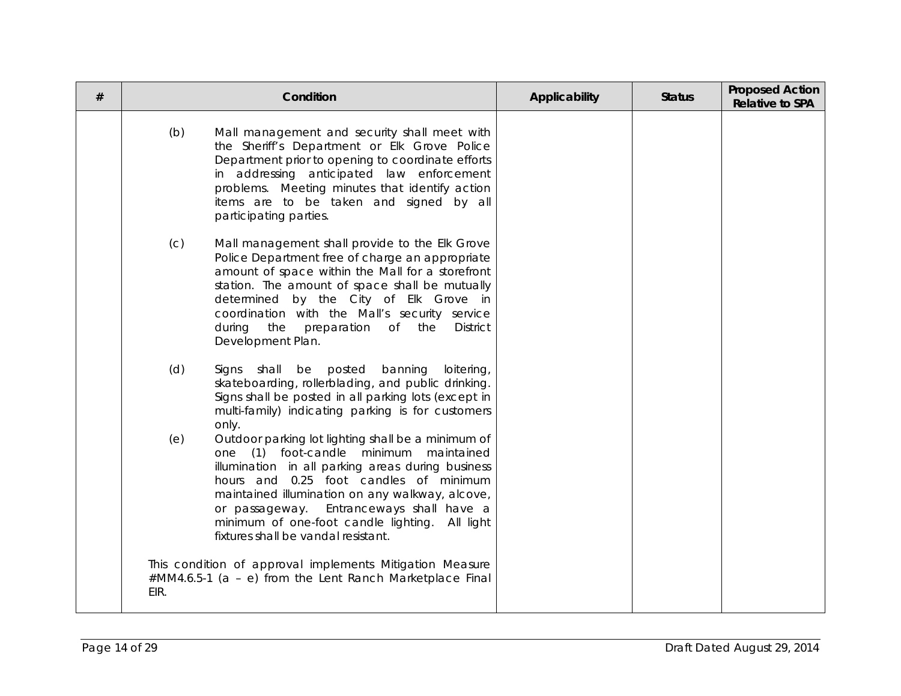| # | Condition | Applicability | Status | Proposed Action Relative to SPA |
|---|---|---|---|---|
| | (b) Mall management and security shall meet with the Sheriff's Department or Elk Grove Police Department prior to opening to coordinate efforts in addressing anticipated law enforcement problems. Meeting minutes that identify action items are to be taken and signed by all participating parties.<br><br>(c) Mall management shall provide to the Elk Grove Police Department free of charge an appropriate amount of space within the Mall for a storefront station. The amount of space shall be mutually determined by the City of Elk Grove in coordination with the Mall's security service during the preparation of the District Development Plan.<br><br>(d) Signs shall be posted banning loitering, skateboarding, rollerblading, and public drinking. Signs shall be posted in all parking lots (except in multi-family) indicating parking is for customers only.<br><br>(e) Outdoor parking lot lighting shall be a minimum of one (1) foot-candle minimum maintained illumination in all parking areas during business hours and 0.25 foot candles of minimum maintained illumination on any walkway, alcove, or passageway. Entranceways shall have a minimum of one-foot candle lighting. All light fixtures shall be vandal resistant.<br><br>This condition of approval implements Mitigation Measure #MM4.6.5-1 (a – e) from the Lent Ranch Marketplace Final EIR. | | | |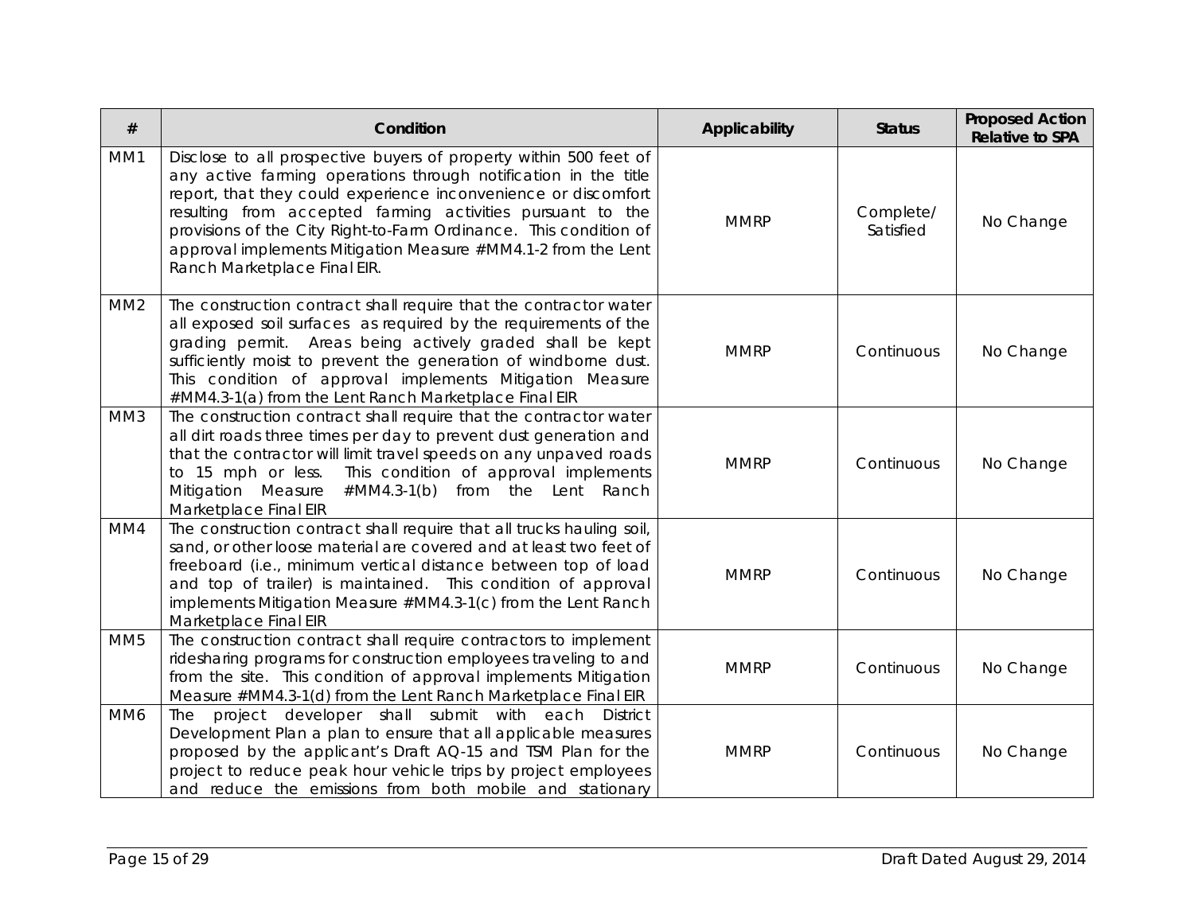| # | Condition | Applicability | Status | Proposed Action Relative to SPA |
|---|---|---|---|---|
| MM1 | Disclose to all prospective buyers of property within 500 feet of any active farming operations through notification in the title report, that they could experience inconvenience or discomfort resulting from accepted farming activities pursuant to the provisions of the City Right-to-Farm Ordinance. This condition of approval implements Mitigation Measure #MM4.1-2 from the Lent Ranch Marketplace Final EIR. | MMRP | Complete/ Satisfied | No Change |
| MM2 | The construction contract shall require that the contractor water all exposed soil surfaces as required by the requirements of the grading permit. Areas being actively graded shall be kept sufficiently moist to prevent the generation of windborne dust. This condition of approval implements Mitigation Measure #MM4.3-1(a) from the Lent Ranch Marketplace Final EIR | MMRP | Continuous | No Change |
| MM3 | The construction contract shall require that the contractor water all dirt roads three times per day to prevent dust generation and that the contractor will limit travel speeds on any unpaved roads to 15 mph or less. This condition of approval implements Mitigation Measure #MM4.3-1(b) from the Lent Ranch Marketplace Final EIR | MMRP | Continuous | No Change |
| MM4 | The construction contract shall require that all trucks hauling soil, sand, or other loose material are covered and at least two feet of freeboard (i.e., minimum vertical distance between top of load and top of trailer) is maintained. This condition of approval implements Mitigation Measure #MM4.3-1(c) from the Lent Ranch Marketplace Final EIR | MMRP | Continuous | No Change |
| MM5 | The construction contract shall require contractors to implement ridesharing programs for construction employees traveling to and from the site. This condition of approval implements Mitigation Measure #MM4.3-1(d) from the Lent Ranch Marketplace Final EIR | MMRP | Continuous | No Change |
| MM6 | The project developer shall submit with each District Development Plan a plan to ensure that all applicable measures proposed by the applicant's Draft AQ-15 and TSM Plan for the project to reduce peak hour vehicle trips by project employees and reduce the emissions from both mobile and stationary | MMRP | Continuous | No Change |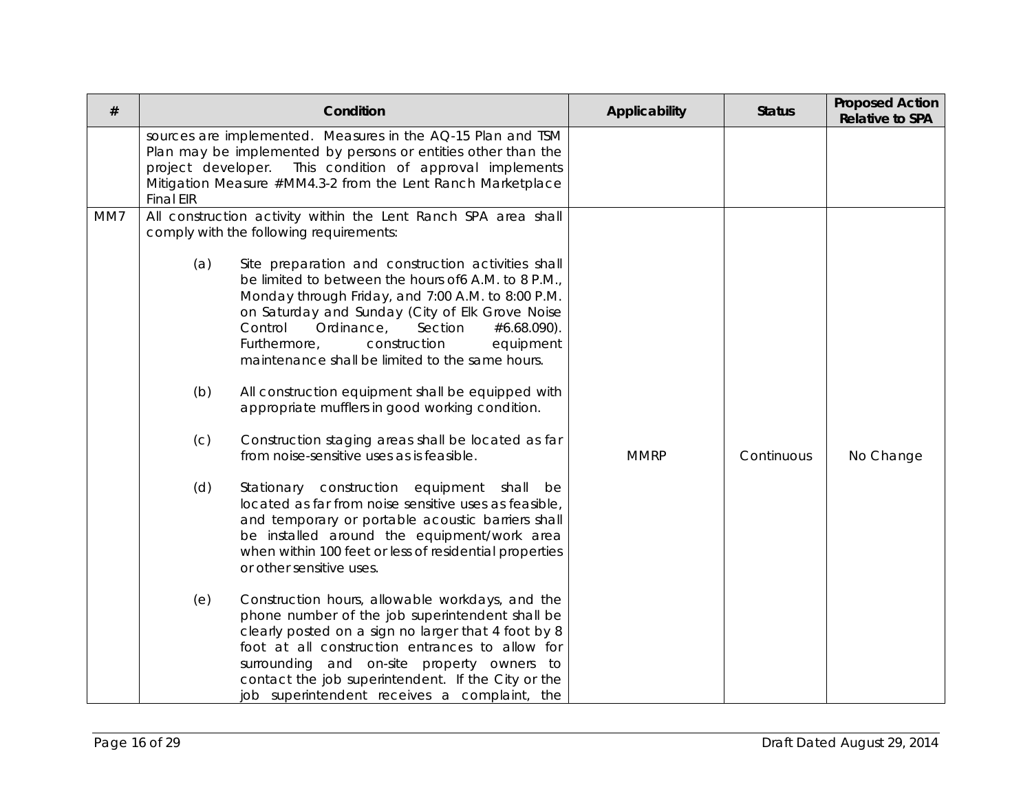| # | Condition | Applicability | Status | Proposed Action Relative to SPA |
|---|---|---|---|---|
| | sources are implemented. Measures in the AQ-15 Plan and TSM Plan may be implemented by persons or entities other than the project developer. This condition of approval implements Mitigation Measure #MM4.3-2 from the Lent Ranch Marketplace Final EIR | | | |
| MM7 | All construction activity within the Lent Ranch SPA area shall comply with the following requirements:<br><br>(a) Site preparation and construction activities shall be limited to between the hours of6 A.M. to 8 P.M., Monday through Friday, and 7:00 A.M. to 8:00 P.M. on Saturday and Sunday (City of Elk Grove Noise Control Ordinance, Section #6.68.090). Furthermore, construction equipment maintenance shall be limited to the same hours.<br><br>(b) All construction equipment shall be equipped with appropriate mufflers in good working condition.<br><br>(c) Construction staging areas shall be located as far from noise-sensitive uses as is feasible.<br><br>(d) Stationary construction equipment shall be located as far from noise sensitive uses as feasible, and temporary or portable acoustic barriers shall be installed around the equipment/work area when within 100 feet or less of residential properties or other sensitive uses.<br><br>(e) Construction hours, allowable workdays, and the phone number of the job superintendent shall be clearly posted on a sign no larger that 4 foot by 8 foot at all construction entrances to allow for surrounding and on-site property owners to contact the job superintendent. If the City or the job superintendent receives a complaint, the | MMRP | Continuous | No Change |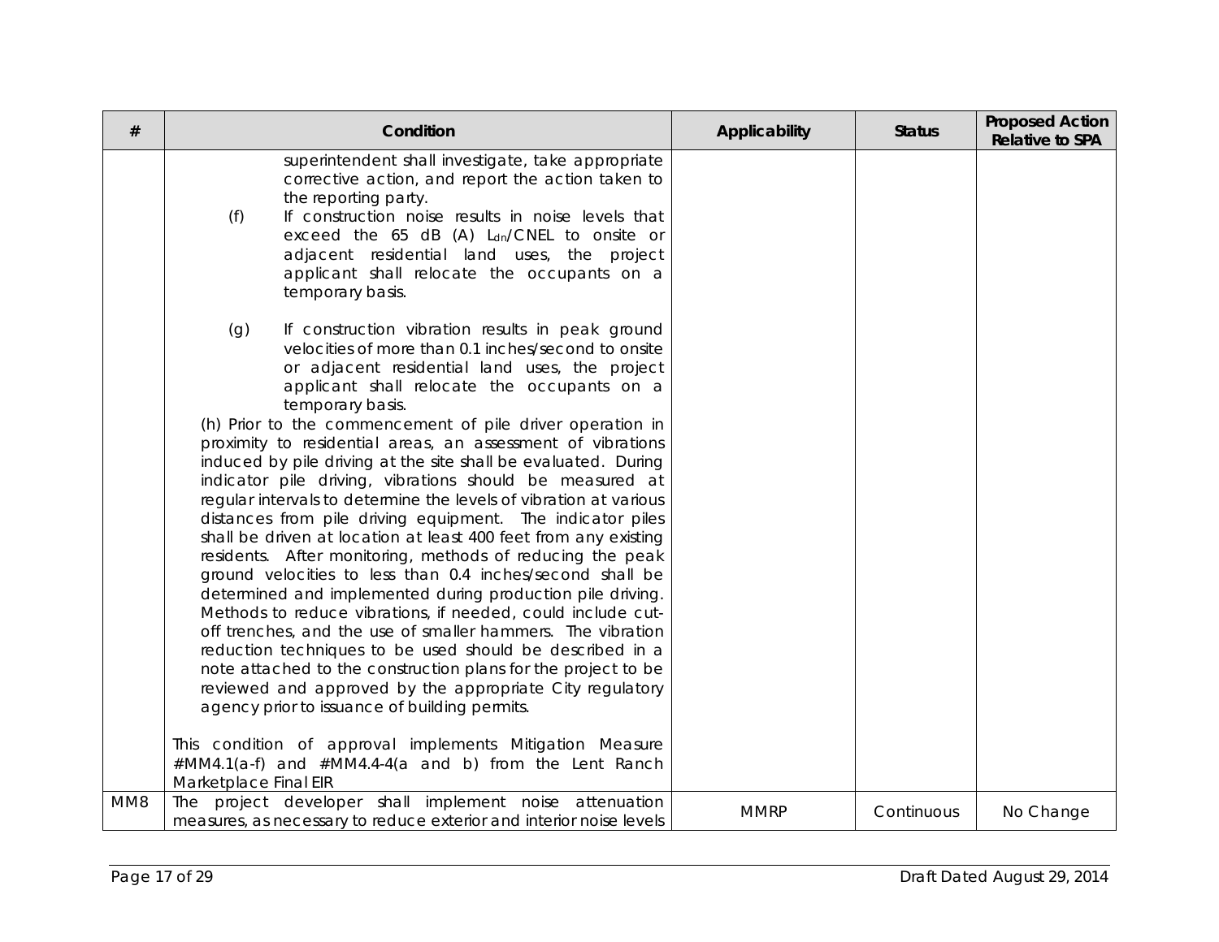| # | Condition | Applicability | Status | Proposed Action Relative to SPA |
|---|---|---|---|---|
| | superintendent shall investigate, take appropriate corrective action, and report the action taken to the reporting party.<br>(f) If construction noise results in noise levels that exceed the 65 dB (A) $L_{dn}$/CNEL to onsite or adjacent residential land uses, the project applicant shall relocate the occupants on a temporary basis.<br><br>(g) If construction vibration results in peak ground velocities of more than 0.1 inches/second to onsite or adjacent residential land uses, the project applicant shall relocate the occupants on a temporary basis.<br>(h) Prior to the commencement of pile driver operation in proximity to residential areas, an assessment of vibrations induced by pile driving at the site shall be evaluated. During indicator pile driving, vibrations should be measured at regular intervals to determine the levels of vibration at various distances from pile driving equipment. The indicator piles shall be driven at location at least 400 feet from any existing residents. After monitoring, methods of reducing the peak ground velocities to less than 0.4 inches/second shall be determined and implemented during production pile driving. Methods to reduce vibrations, if needed, could include cut-off trenches, and the use of smaller hammers. The vibration reduction techniques to be used should be described in a note attached to the construction plans for the project to be reviewed and approved by the appropriate City regulatory agency prior to issuance of building permits.<br><br>This condition of approval implements Mitigation Measure #MM4.1(a-f) and #MM4.4-4(a and b) from the Lent Ranch Marketplace Final EIR | | | |
| MM8 | The project developer shall implement noise attenuation measures, as necessary to reduce exterior and interior noise levels | MMRP | Continuous | No Change |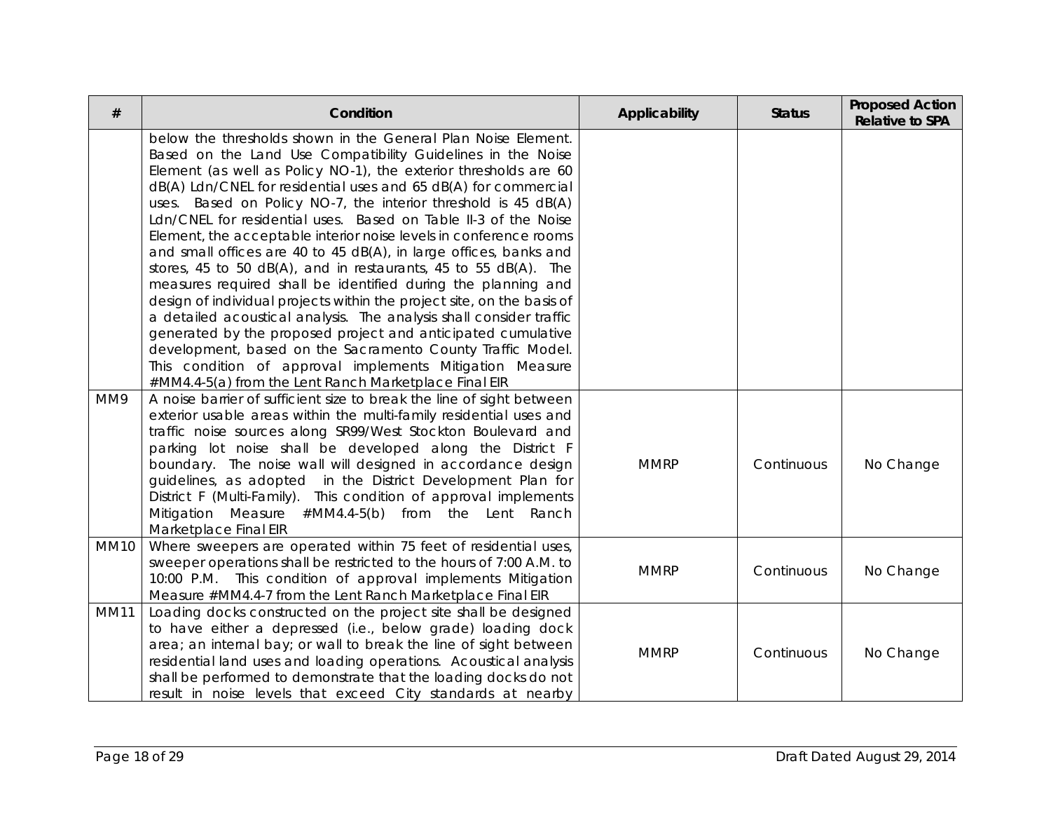| # | Condition | Applicability | Status | Proposed Action Relative to SPA |
|---|---|---|---|---|
| | below the thresholds shown in the General Plan Noise Element. Based on the Land Use Compatibility Guidelines in the Noise Element (as well as Policy NO-1), the exterior thresholds are 60 dB(A) Ldn/CNEL for residential uses and 65 dB(A) for commercial uses. Based on Policy NO-7, the interior threshold is 45 dB(A) Ldn/CNEL for residential uses. Based on Table II-3 of the Noise Element, the acceptable interior noise levels in conference rooms and small offices are 40 to 45 dB(A), in large offices, banks and stores, 45 to 50 dB(A), and in restaurants, 45 to 55 dB(A). The measures required shall be identified during the planning and design of individual projects within the project site, on the basis of a detailed acoustical analysis. The analysis shall consider traffic generated by the proposed project and anticipated cumulative development, based on the Sacramento County Traffic Model. This condition of approval implements Mitigation Measure #MM4.4-5(a) from the Lent Ranch Marketplace Final EIR | | | |
| MM9 | A noise barrier of sufficient size to break the line of sight between exterior usable areas within the multi-family residential uses and traffic noise sources along SR99/West Stockton Boulevard and parking lot noise shall be developed along the District F boundary. The noise wall will designed in accordance design guidelines, as adopted in the District Development Plan for District F (Multi-Family). This condition of approval implements Mitigation Measure #MM4.4-5(b) from the Lent Ranch Marketplace Final EIR | MMRP | Continuous | No Change |
| MM10 | Where sweepers are operated within 75 feet of residential uses, sweeper operations shall be restricted to the hours of 7:00 A.M. to 10:00 P.M. This condition of approval implements Mitigation Measure #MM4.4-7 from the Lent Ranch Marketplace Final EIR | MMRP | Continuous | No Change |
| MM11 | Loading docks constructed on the project site shall be designed to have either a depressed (i.e., below grade) loading dock area; an internal bay; or wall to break the line of sight between residential land uses and loading operations. Acoustical analysis shall be performed to demonstrate that the loading docks do not result in noise levels that exceed City standards at nearby | MMRP | Continuous | No Change |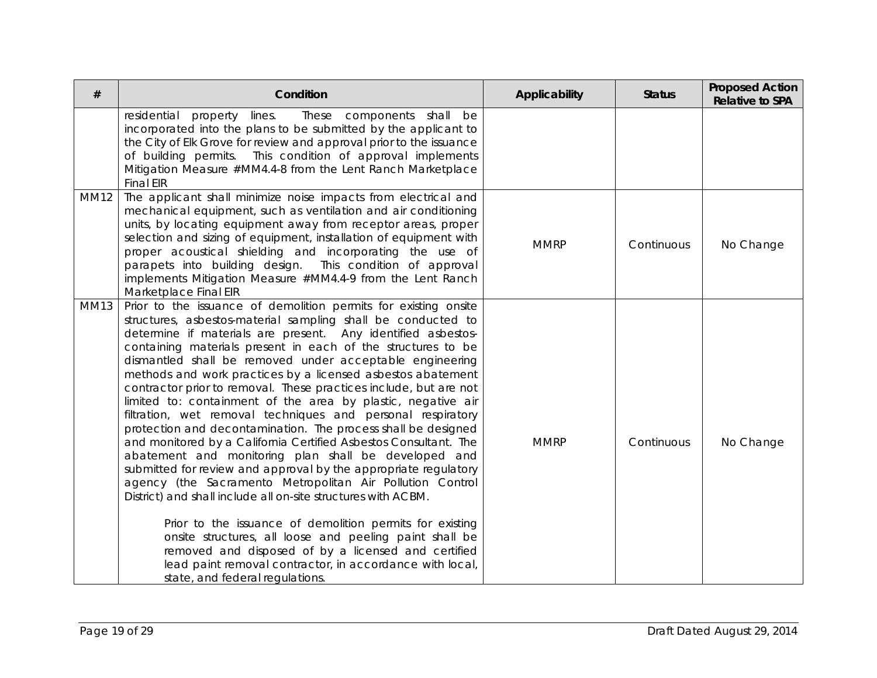| # | Condition | Applicability | Status | Proposed Action Relative to SPA |
|---|---|---|---|---|
| | residential property lines. These components shall be incorporated into the plans to be submitted by the applicant to the City of Elk Grove for review and approval prior to the issuance of building permits. This condition of approval implements Mitigation Measure #MM4.4-8 from the Lent Ranch Marketplace Final EIR | | | |
| MM12 | The applicant shall minimize noise impacts from electrical and mechanical equipment, such as ventilation and air conditioning units, by locating equipment away from receptor areas, proper selection and sizing of equipment, installation of equipment with proper acoustical shielding and incorporating the use of parapets into building design. This condition of approval implements Mitigation Measure #MM4.4-9 from the Lent Ranch Marketplace Final EIR | MMRP | Continuous | No Change |
| MM13 | Prior to the issuance of demolition permits for existing onsite structures, asbestos-material sampling shall be conducted to determine if materials are present. Any identified asbestos-containing materials present in each of the structures to be dismantled shall be removed under acceptable engineering methods and work practices by a licensed asbestos abatement contractor prior to removal. These practices include, but are not limited to: containment of the area by plastic, negative air filtration, wet removal techniques and personal respiratory protection and decontamination. The process shall be designed and monitored by a California Certified Asbestos Consultant. The abatement and monitoring plan shall be developed and submitted for review and approval by the appropriate regulatory agency (the Sacramento Metropolitan Air Pollution Control District) and shall include all on-site structures with ACBM.<br><br>Prior to the issuance of demolition permits for existing onsite structures, all loose and peeling paint shall be removed and disposed of by a licensed and certified lead paint removal contractor, in accordance with local, state, and federal regulations. | MMRP | Continuous | No Change |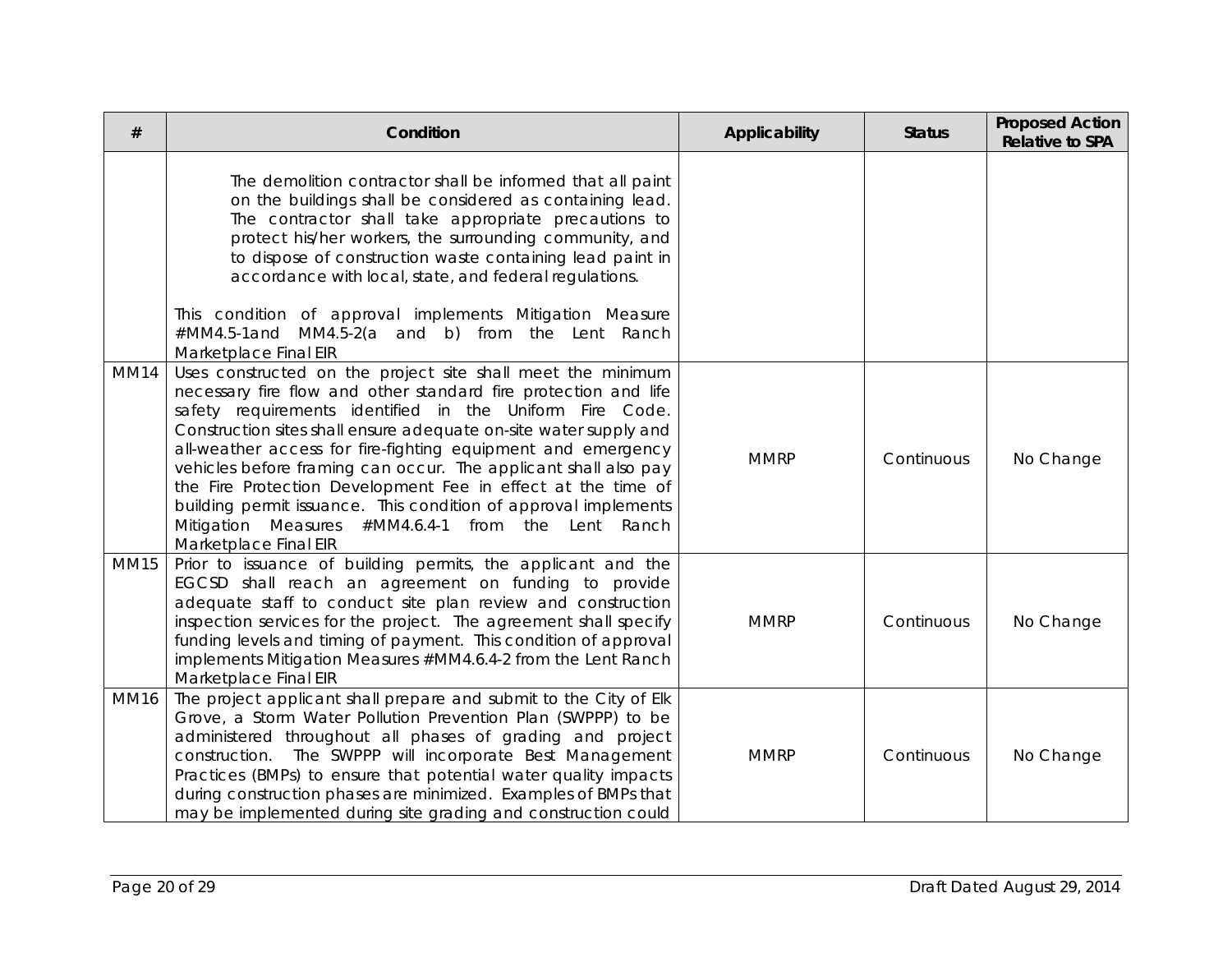| # | Condition | Applicability | Status | Proposed Action Relative to SPA |
|---|---|---|---|---|
| | The demolition contractor shall be informed that all paint on the buildings shall be considered as containing lead. The contractor shall take appropriate precautions to protect his/her workers, the surrounding community, and to dispose of construction waste containing lead paint in accordance with local, state, and federal regulations.<br><br>This condition of approval implements Mitigation Measure #MM4.5-1and MM4.5-2(a and b) from the Lent Ranch Marketplace Final EIR | | | |
| MM14 | Uses constructed on the project site shall meet the minimum necessary fire flow and other standard fire protection and life safety requirements identified in the Uniform Fire Code. Construction sites shall ensure adequate on-site water supply and all-weather access for fire-fighting equipment and emergency vehicles before framing can occur. The applicant shall also pay the Fire Protection Development Fee in effect at the time of building permit issuance. This condition of approval implements Mitigation Measures #MM4.6.4-1 from the Lent Ranch Marketplace Final EIR | MMRP | Continuous | No Change |
| MM15 | Prior to issuance of building permits, the applicant and the EGCSD shall reach an agreement on funding to provide adequate staff to conduct site plan review and construction inspection services for the project. The agreement shall specify funding levels and timing of payment. This condition of approval implements Mitigation Measures #MM4.6.4-2 from the Lent Ranch Marketplace Final EIR | MMRP | Continuous | No Change |
| MM16 | The project applicant shall prepare and submit to the City of Elk Grove, a Storm Water Pollution Prevention Plan (SWPPP) to be administered throughout all phases of grading and project construction. The SWPPP will incorporate Best Management Practices (BMPs) to ensure that potential water quality impacts during construction phases are minimized. Examples of BMPs that may be implemented during site grading and construction could | MMRP | Continuous | No Change |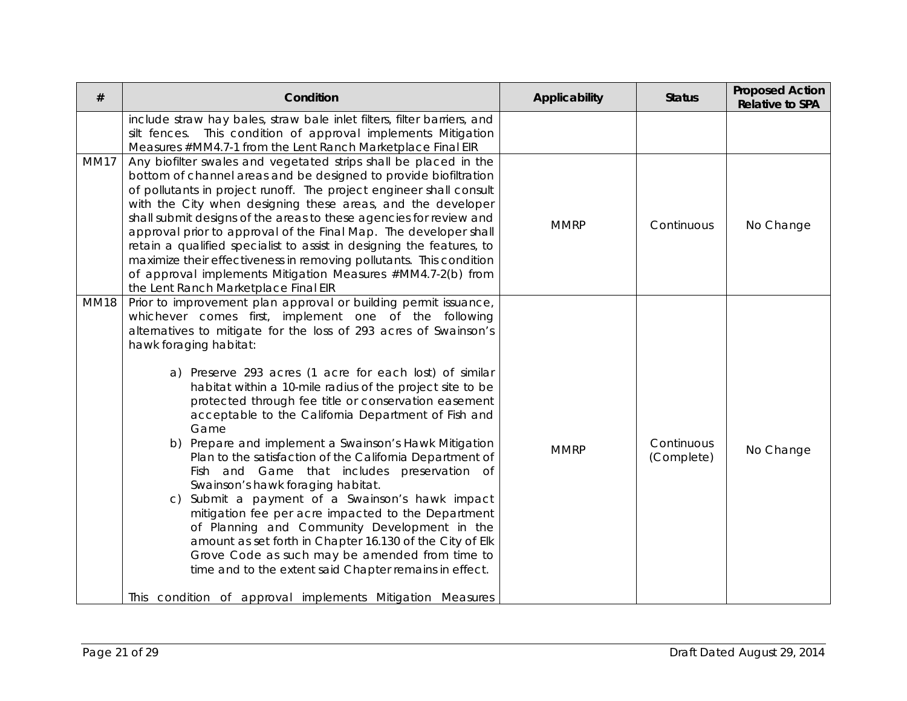| # | Condition | Applicability | Status | Proposed Action Relative to SPA |
|---|---|---|---|---|
| | include straw hay bales, straw bale inlet filters, filter barriers, and silt fences. This condition of approval implements Mitigation Measures #MM4.7-1 from the Lent Ranch Marketplace Final EIR | | | |
| MM17 | Any biofilter swales and vegetated strips shall be placed in the bottom of channel areas and be designed to provide biofiltration of pollutants in project runoff. The project engineer shall consult with the City when designing these areas, and the developer shall submit designs of the areas to these agencies for review and approval prior to approval of the Final Map. The developer shall retain a qualified specialist to assist in designing the features, to maximize their effectiveness in removing pollutants. This condition of approval implements Mitigation Measures #MM4.7-2(b) from the Lent Ranch Marketplace Final EIR | MMRP | Continuous | No Change |
| MM18 | Prior to improvement plan approval or building permit issuance, whichever comes first, implement one of the following alternatives to mitigate for the loss of 293 acres of Swainson's hawk foraging habitat:<br><br>a) Preserve 293 acres (1 acre for each lost) of similar habitat within a 10-mile radius of the project site to be protected through fee title or conservation easement acceptable to the California Department of Fish and Game<br>b) Prepare and implement a Swainson's Hawk Mitigation Plan to the satisfaction of the California Department of Fish and Game that includes preservation of Swainson's hawk foraging habitat.<br>c) Submit a payment of a Swainson's hawk impact mitigation fee per acre impacted to the Department of Planning and Community Development in the amount as set forth in Chapter 16.130 of the City of Elk Grove Code as such may be amended from time to time and to the extent said Chapter remains in effect.<br><br>This condition of approval implements Mitigation Measures | MMRP | Continuous (Complete) | No Change |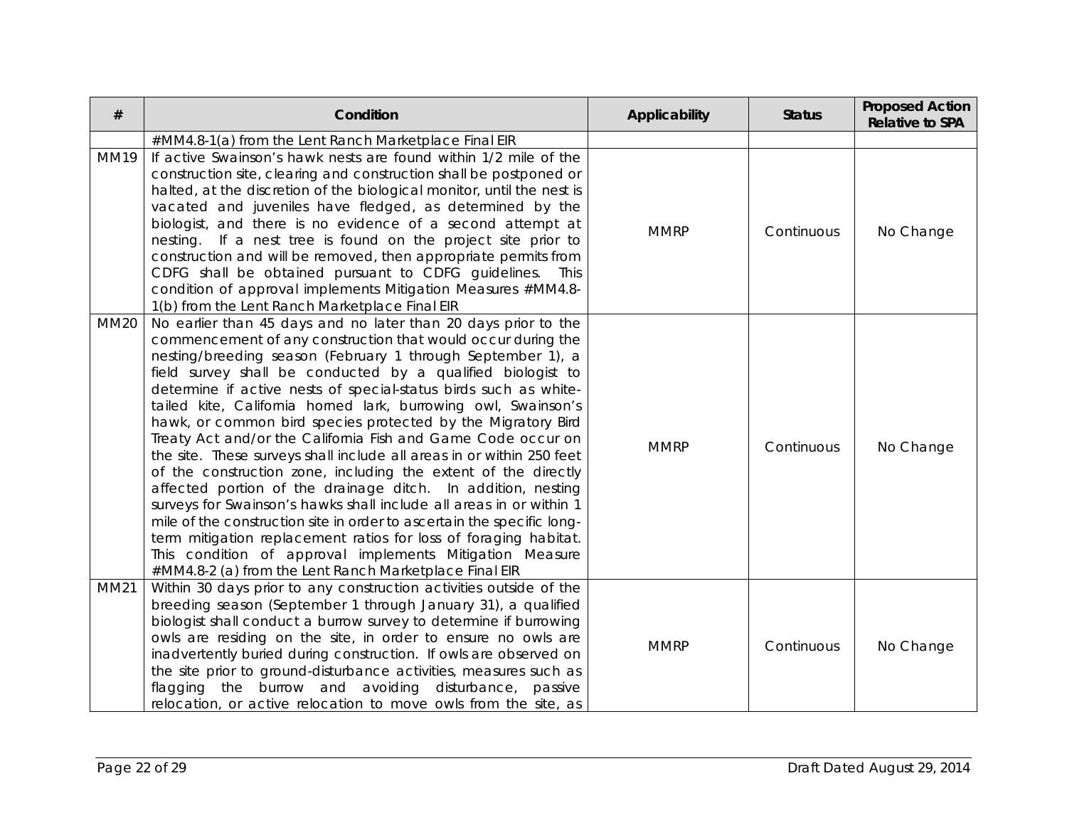| # | Condition | Applicability | Status | Proposed Action Relative to SPA |
|---|---|---|---|---|
| | #MM4.8-1(a) from the Lent Ranch Marketplace Final EIR | | | |
| MM19 | If active Swainson's hawk nests are found within 1/2 mile of the construction site, clearing and construction shall be postponed or halted, at the discretion of the biological monitor, until the nest is vacated and juveniles have fledged, as determined by the biologist, and there is no evidence of a second attempt at nesting. If a nest tree is found on the project site prior to construction and will be removed, then appropriate permits from CDFG shall be obtained pursuant to CDFG guidelines. This condition of approval implements Mitigation Measures #MM4.8-1(b) from the Lent Ranch Marketplace Final EIR | MMRP | Continuous | No Change |
| MM20 | No earlier than 45 days and no later than 20 days prior to the commencement of any construction that would occur during the nesting/breeding season (February 1 through September 1), a field survey shall be conducted by a qualified biologist to determine if active nests of special-status birds such as white-tailed kite, California horned lark, burrowing owl, Swainson's hawk, or common bird species protected by the Migratory Bird Treaty Act and/or the California Fish and Game Code occur on the site. These surveys shall include all areas in or within 250 feet of the construction zone, including the extent of the directly affected portion of the drainage ditch. In addition, nesting surveys for Swainson's hawks shall include all areas in or within 1 mile of the construction site in order to ascertain the specific long-term mitigation replacement ratios for loss of foraging habitat. This condition of approval implements Mitigation Measure #MM4.8-2 (a) from the Lent Ranch Marketplace Final EIR | MMRP | Continuous | No Change |
| MM21 | Within 30 days prior to any construction activities outside of the breeding season (September 1 through January 31), a qualified biologist shall conduct a burrow survey to determine if burrowing owls are residing on the site, in order to ensure no owls are inadvertently buried during construction. If owls are observed on the site prior to ground-disturbance activities, measures such as flagging the burrow and avoiding disturbance, passive relocation, or active relocation to move owls from the site, as | MMRP | Continuous | No Change |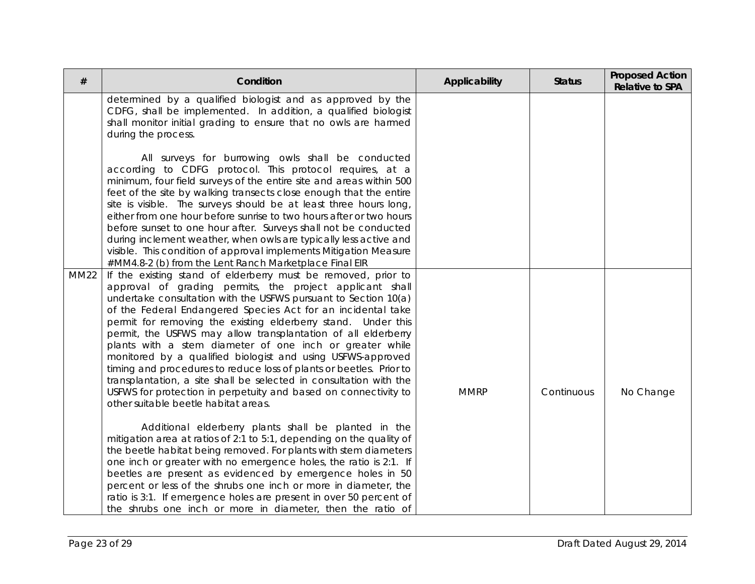| # | Condition | Applicability | Status | Proposed Action Relative to SPA |
|---|---|---|---|---|
| | determined by a qualified biologist and as approved by the CDFG, shall be implemented. In addition, a qualified biologist shall monitor initial grading to ensure that no owls are harmed during the process.<br><br>All surveys for burrowing owls shall be conducted according to CDFG protocol. This protocol requires, at a minimum, four field surveys of the entire site and areas within 500 feet of the site by walking transects close enough that the entire site is visible. The surveys should be at least three hours long, either from one hour before sunrise to two hours after or two hours before sunset to one hour after. Surveys shall not be conducted during inclement weather, when owls are typically less active and visible. This condition of approval implements Mitigation Measure #MM4.8-2 (b) from the Lent Ranch Marketplace Final EIR | | | |
| MM22 | If the existing stand of elderberry must be removed, prior to approval of grading permits, the project applicant shall undertake consultation with the USFWS pursuant to Section 10(a) of the Federal Endangered Species Act for an incidental take permit for removing the existing elderberry stand. Under this permit, the USFWS may allow transplantation of all elderberry plants with a stem diameter of one inch or greater while monitored by a qualified biologist and using USFWS-approved timing and procedures to reduce loss of plants or beetles. Prior to transplantation, a site shall be selected in consultation with the USFWS for protection in perpetuity and based on connectivity to other suitable beetle habitat areas.<br><br>Additional elderberry plants shall be planted in the mitigation area at ratios of 2:1 to 5:1, depending on the quality of the beetle habitat being removed. For plants with stem diameters one inch or greater with no emergence holes, the ratio is 2:1. If beetles are present as evidenced by emergence holes in 50 percent or less of the shrubs one inch or more in diameter, the ratio is 3:1. If emergence holes are present in over 50 percent of the shrubs one inch or more in diameter, then the ratio of | MMRP | Continuous | No Change |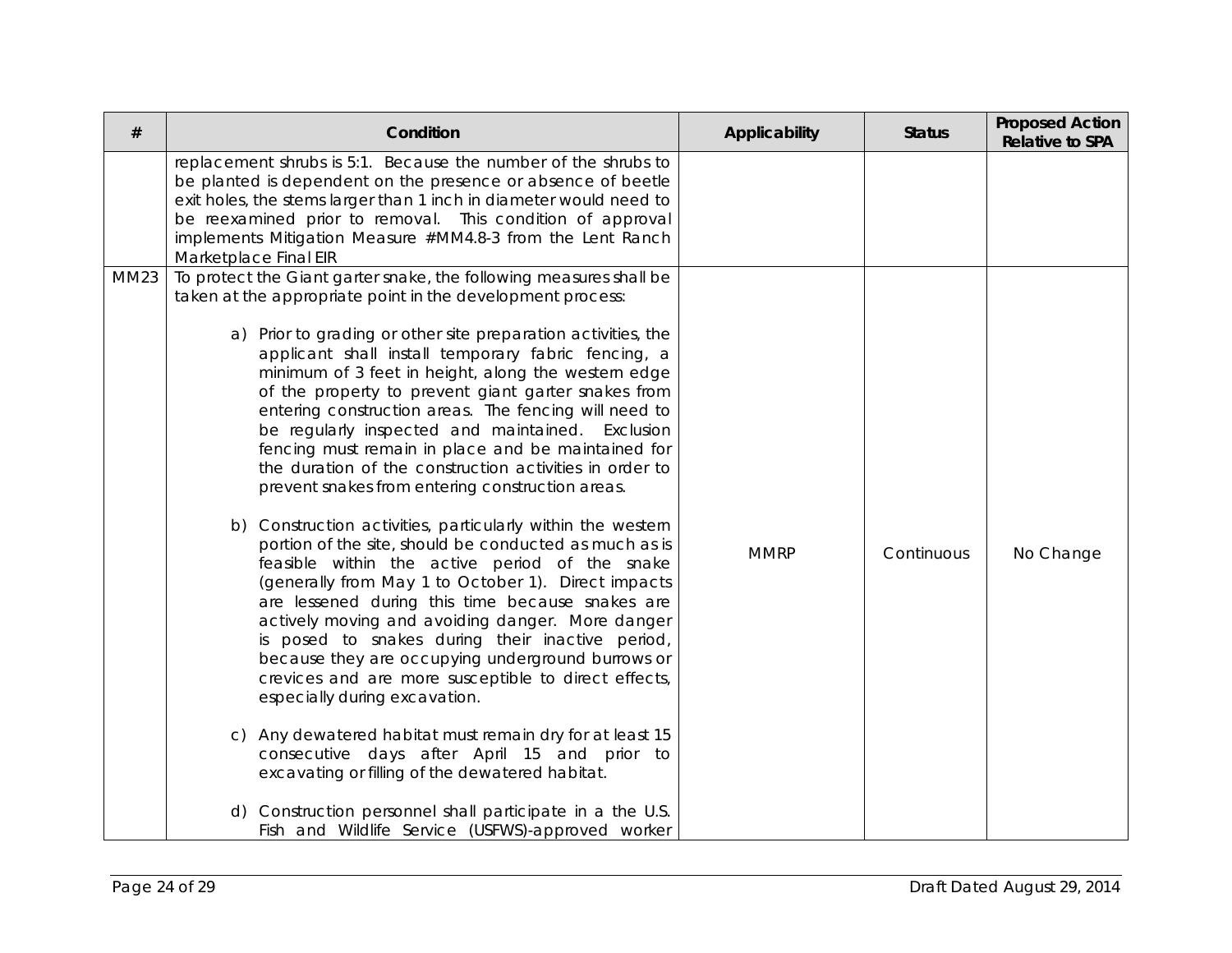| # | Condition | Applicability | Status | Proposed Action Relative to SPA |
|---|---|---|---|---|
| | replacement shrubs is 5:1. Because the number of the shrubs to be planted is dependent on the presence or absence of beetle exit holes, the stems larger than 1 inch in diameter would need to be reexamined prior to removal. This condition of approval implements Mitigation Measure #MM4.8-3 from the Lent Ranch Marketplace Final EIR | | | |
| MM23 | To protect the Giant garter snake, the following measures shall be taken at the appropriate point in the development process:<br><br>a) Prior to grading or other site preparation activities, the applicant shall install temporary fabric fencing, a minimum of 3 feet in height, along the western edge of the property to prevent giant garter snakes from entering construction areas. The fencing will need to be regularly inspected and maintained. Exclusion fencing must remain in place and be maintained for the duration of the construction activities in order to prevent snakes from entering construction areas.<br><br>b) Construction activities, particularly within the western portion of the site, should be conducted as much as is feasible within the active period of the snake (generally from May 1 to October 1). Direct impacts are lessened during this time because snakes are actively moving and avoiding danger. More danger is posed to snakes during their inactive period, because they are occupying underground burrows or crevices and are more susceptible to direct effects, especially during excavation.<br><br>c) Any dewatered habitat must remain dry for at least 15 consecutive days after April 15 and prior to excavating or filling of the dewatered habitat.<br><br>d) Construction personnel shall participate in a the U.S. Fish and Wildlife Service (USFWS)-approved worker | MMRP | Continuous | No Change |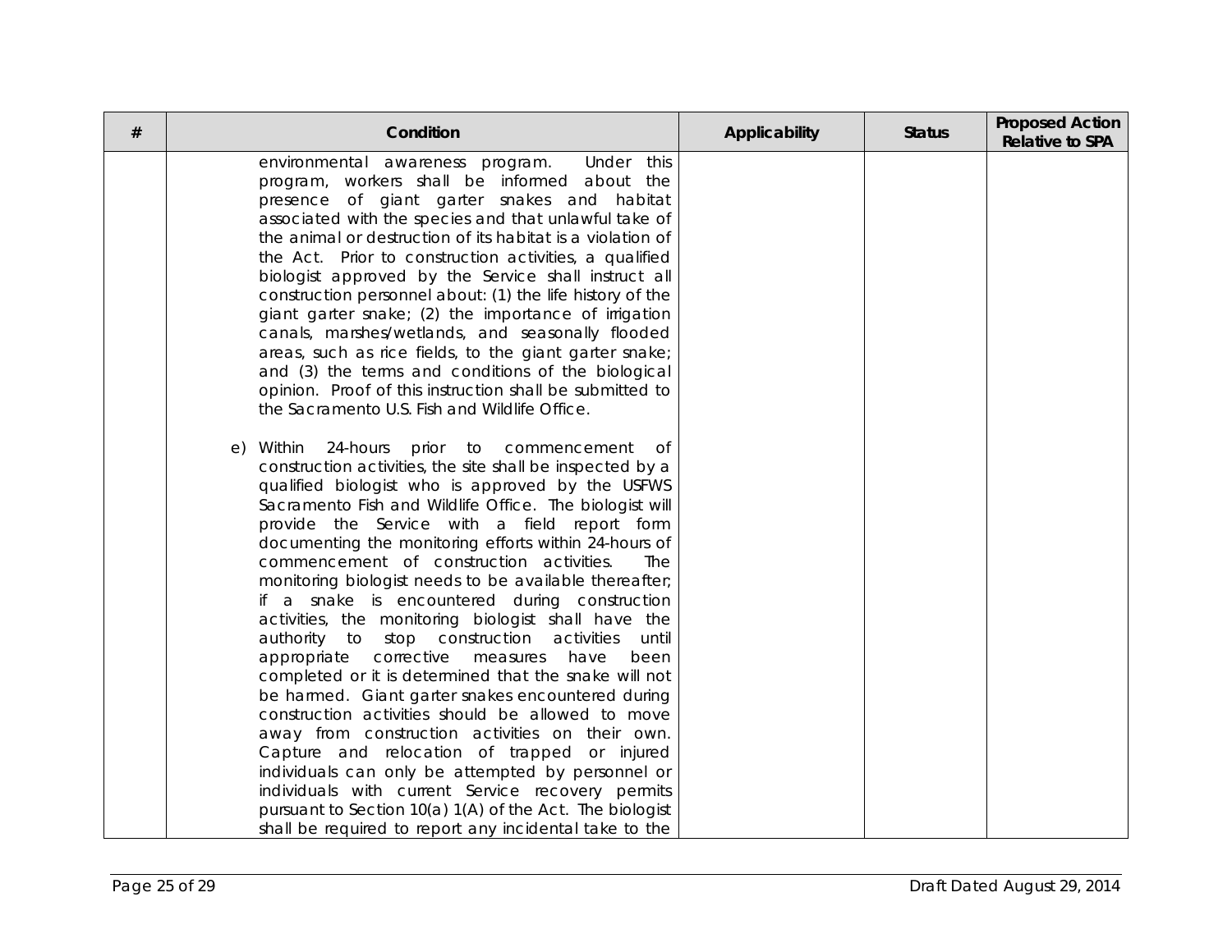| # | Condition | Applicability | Status | Proposed Action Relative to SPA |
|---|---|---|---|---|
| | environmental awareness program. Under this program, workers shall be informed about the presence of giant garter snakes and habitat associated with the species and that unlawful take of the animal or destruction of its habitat is a violation of the Act. Prior to construction activities, a qualified biologist approved by the Service shall instruct all construction personnel about: (1) the life history of the giant garter snake; (2) the importance of irrigation canals, marshes/wetlands, and seasonally flooded areas, such as rice fields, to the giant garter snake; and (3) the terms and conditions of the biological opinion. Proof of this instruction shall be submitted to the Sacramento U.S. Fish and Wildlife Office.<br><br>e) Within 24-hours prior to commencement of construction activities, the site shall be inspected by a qualified biologist who is approved by the USFWS Sacramento Fish and Wildlife Office. The biologist will provide the Service with a field report form documenting the monitoring efforts within 24-hours of commencement of construction activities. The monitoring biologist needs to be available thereafter; if a snake is encountered during construction activities, the monitoring biologist shall have the authority to stop construction activities until appropriate corrective measures have been completed or it is determined that the snake will not be harmed. Giant garter snakes encountered during construction activities should be allowed to move away from construction activities on their own. Capture and relocation of trapped or injured individuals can only be attempted by personnel or individuals with current Service recovery permits pursuant to Section 10(a) 1(A) of the Act. The biologist shall be required to report any incidental take to the | | | |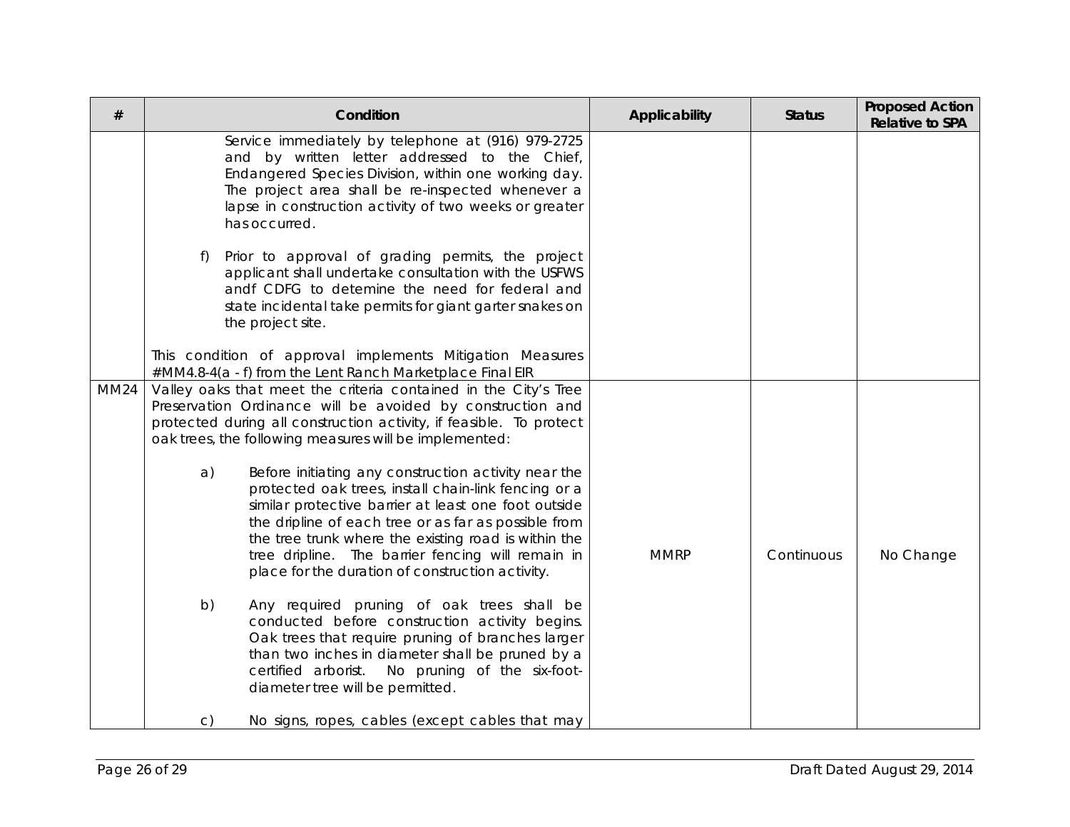| # | Condition | Applicability | Status | Proposed Action Relative to SPA |
|---|---|---|---|---|
| | Service immediately by telephone at (916) 979-2725 and by written letter addressed to the Chief, Endangered Species Division, within one working day. The project area shall be re-inspected whenever a lapse in construction activity of two weeks or greater has occurred.<br><br>f) Prior to approval of grading permits, the project applicant shall undertake consultation with the USFWS andf CDFG to detemine the need for federal and state incidental take permits for giant garter snakes on the project site.<br><br>This condition of approval implements Mitigation Measures #MM4.8-4(a - f) from the Lent Ranch Marketplace Final EIR | | | |
| MM24 | Valley oaks that meet the criteria contained in the City's Tree Preservation Ordinance will be avoided by construction and protected during all construction activity, if feasible. To protect oak trees, the following measures will be implemented:<br><br>a) Before initiating any construction activity near the protected oak trees, install chain-link fencing or a similar protective barrier at least one foot outside the dripline of each tree or as far as possible from the tree trunk where the existing road is within the tree dripline. The barrier fencing will remain in place for the duration of construction activity.<br><br>b) Any required pruning of oak trees shall be conducted before construction activity begins. Oak trees that require pruning of branches larger than two inches in diameter shall be pruned by a certified arborist. No pruning of the six-foot-diameter tree will be permitted.<br><br>c) No signs, ropes, cables (except cables that may | MMRP | Continuous | No Change |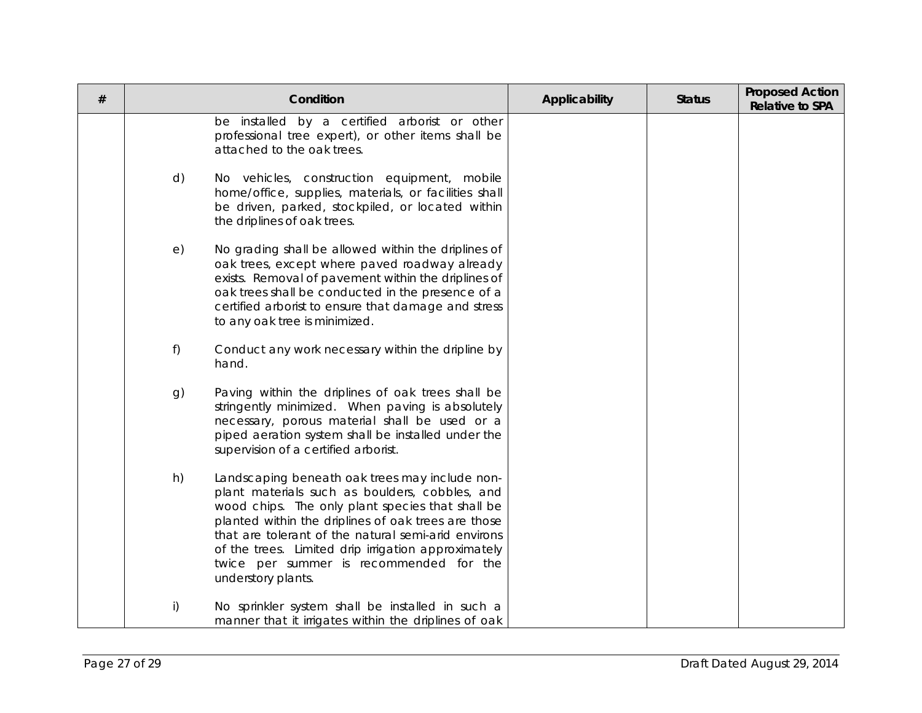| # | Condition | Applicability | Status | Proposed Action Relative to SPA |
|---|---|---|---|---|
| | be installed by a certified arborist or other professional tree expert), or other items shall be attached to the oak trees.<br><br>d) No vehicles, construction equipment, mobile home/office, supplies, materials, or facilities shall be driven, parked, stockpiled, or located within the driplines of oak trees.<br><br>e) No grading shall be allowed within the driplines of oak trees, except where paved roadway already exists. Removal of pavement within the driplines of oak trees shall be conducted in the presence of a certified arborist to ensure that damage and stress to any oak tree is minimized.<br><br>f) Conduct any work necessary within the dripline by hand.<br><br>g) Paving within the driplines of oak trees shall be stringently minimized. When paving is absolutely necessary, porous material shall be used or a piped aeration system shall be installed under the supervision of a certified arborist.<br><br>h) Landscaping beneath oak trees may include non-plant materials such as boulders, cobbles, and wood chips. The only plant species that shall be planted within the driplines of oak trees are those that are tolerant of the natural semi-arid environs of the trees. Limited drip irrigation approximately twice per summer is recommended for the understory plants.<br><br>i) No sprinkler system shall be installed in such a manner that it irrigates within the driplines of oak | | | |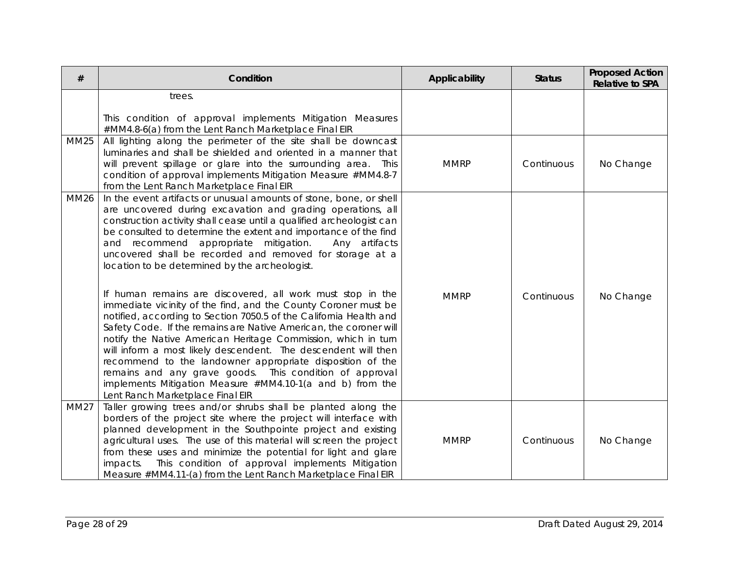| # | Condition | Applicability | Status | Proposed Action Relative to SPA |
|---|---|---|---|---|
| | trees.<br><br>This condition of approval implements Mitigation Measures #MM4.8-6(a) from the Lent Ranch Marketplace Final EIR | | | |
| MM25 | All lighting along the perimeter of the site shall be downcast luminaries and shall be shielded and oriented in a manner that will prevent spillage or glare into the surrounding area. This condition of approval implements Mitigation Measure #MM4.8-7 from the Lent Ranch Marketplace Final EIR | MMRP | Continuous | No Change |
| MM26 | In the event artifacts or unusual amounts of stone, bone, or shell are uncovered during excavation and grading operations, all construction activity shall cease until a qualified archeologist can be consulted to determine the extent and importance of the find and recommend appropriate mitigation. Any artifacts uncovered shall be recorded and removed for storage at a location to be determined by the archeologist.<br><br>If human remains are discovered, all work must stop in the immediate vicinity of the find, and the County Coroner must be notified, according to Section 7050.5 of the California Health and Safety Code. If the remains are Native American, the coroner will notify the Native American Heritage Commission, which in turn will inform a most likely descendent. The descendent will then recommend to the landowner appropriate disposition of the remains and any grave goods. This condition of approval implements Mitigation Measure #MM4.10-1(a and b) from the Lent Ranch Marketplace Final EIR | MMRP | Continuous | No Change |
| MM27 | Taller growing trees and/or shrubs shall be planted along the borders of the project site where the project will interface with planned development in the Southpointe project and existing agricultural uses. The use of this material will screen the project from these uses and minimize the potential for light and glare impacts. This condition of approval implements Mitigation Measure #MM4.11-(a) from the Lent Ranch Marketplace Final EIR | MMRP | Continuous | No Change |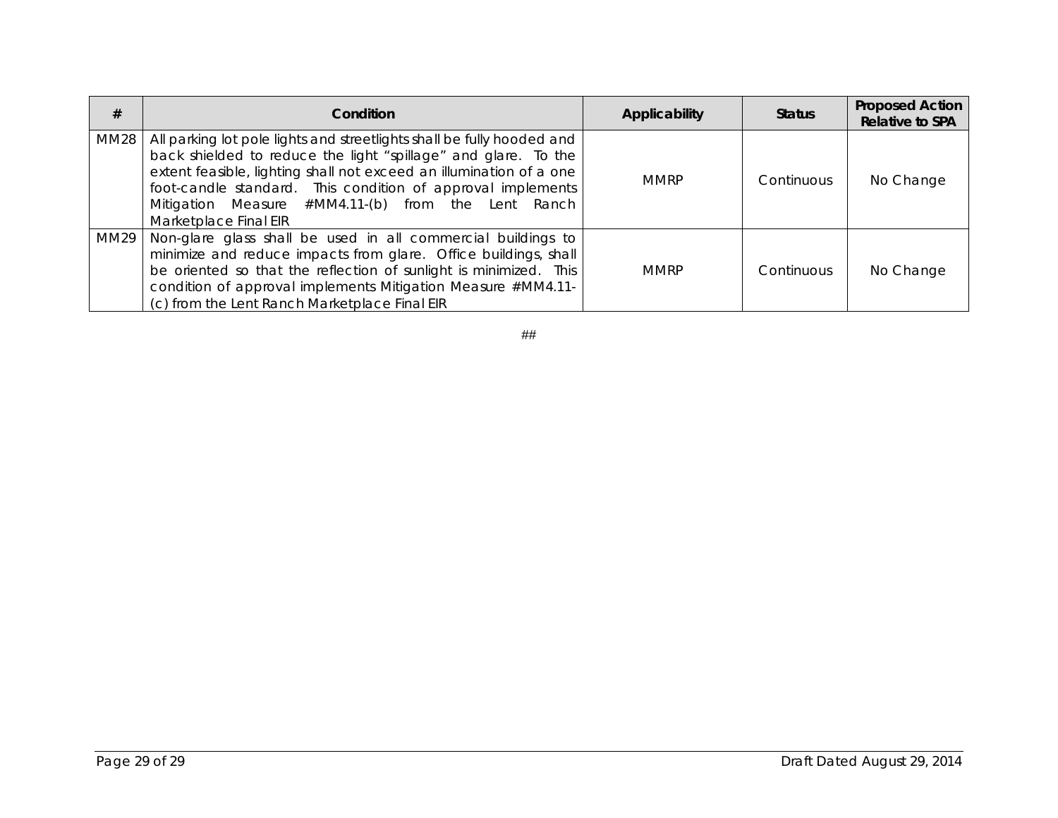| # | Condition | Applicability | Status | Proposed Action Relative to SPA |
|---|---|---|---|---|
| MM28 | All parking lot pole lights and streetlights shall be fully hooded and back shielded to reduce the light "spillage" and glare. To the extent feasible, lighting shall not exceed an illumination of a one foot-candle standard. This condition of approval implements Mitigation Measure #MM4.11-(b) from the Lent Ranch Marketplace Final EIR | MMRP | Continuous | No Change |
| MM29 | Non-glare glass shall be used in all commercial buildings to minimize and reduce impacts from glare. Office buildings, shall be oriented so that the reflection of sunlight is minimized. This condition of approval implements Mitigation Measure #MM4.11-(c) from the Lent Ranch Marketplace Final EIR | MMRP | Continuous | No Change |

##